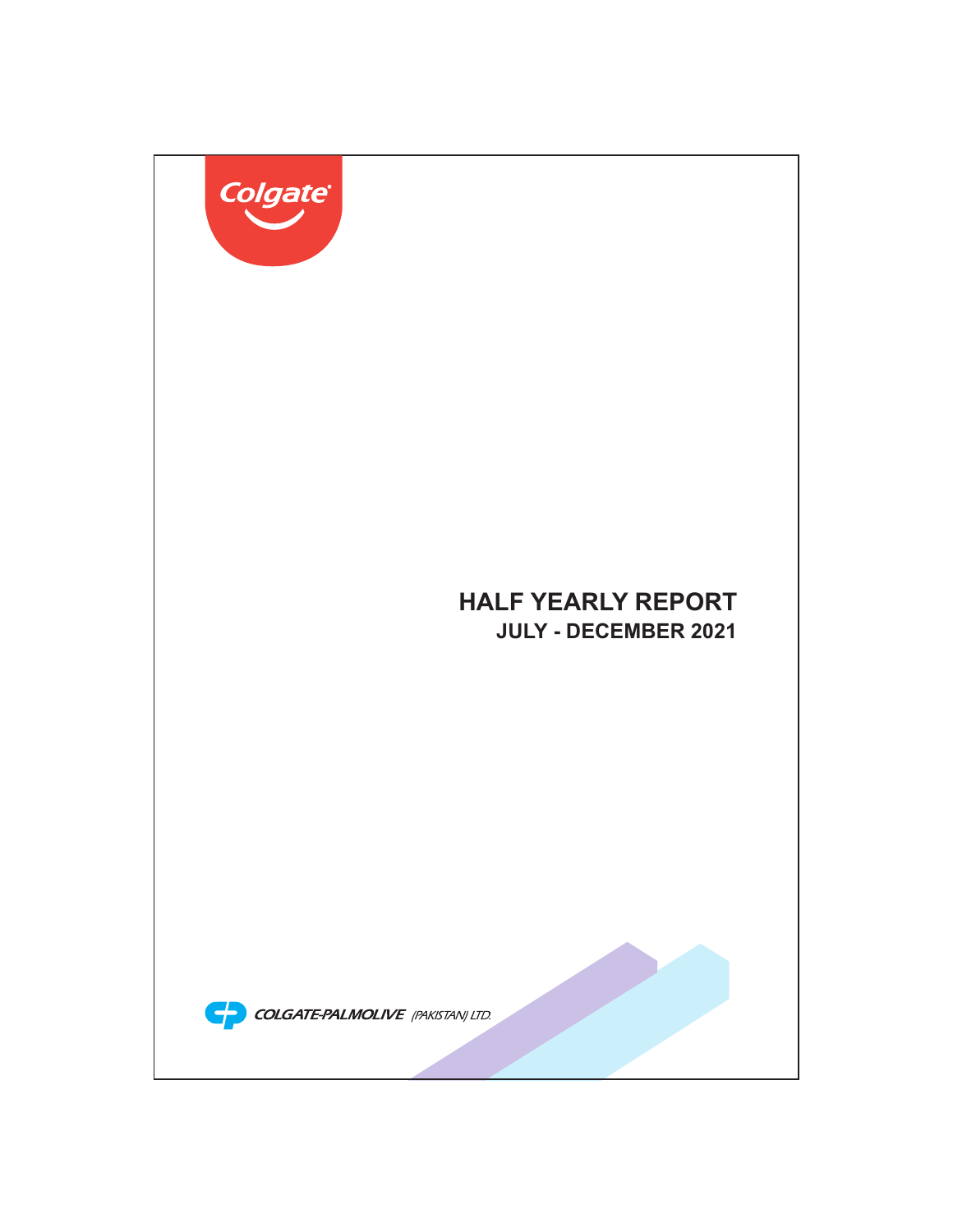Colgate

# HALF YEARLY REPORT

## JULY - DECEMBER 2021

COLGATE-PALMOLIVE (PAKISTAN) LTD.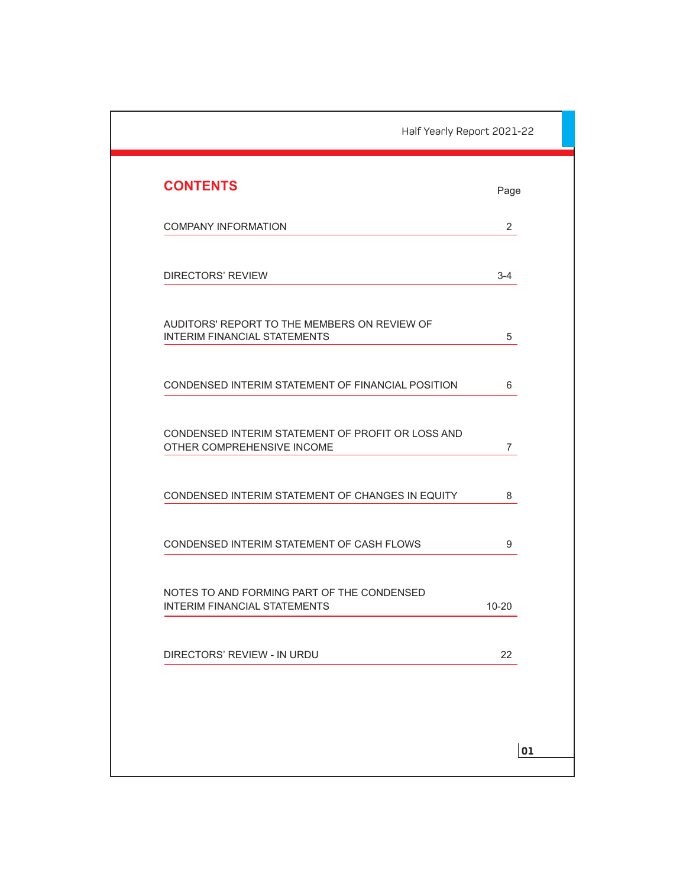# CONTENTS

| | Page |
|---|---|
| COMPANY INFORMATION | 2 |
| DIRECTORS' REVIEW | 3-4 |
| AUDITORS' REPORT TO THE MEMBERS ON REVIEW OF INTERIM FINANCIAL STATEMENTS | 5 |
| CONDENSED INTERIM STATEMENT OF FINANCIAL POSITION | 6 |
| CONDENSED INTERIM STATEMENT OF PROFIT OR LOSS AND OTHER COMPREHENSIVE INCOME | 7 |
| CONDENSED INTERIM STATEMENT OF CHANGES IN EQUITY | 8 |
| CONDENSED INTERIM STATEMENT OF CASH FLOWS | 9 |
| NOTES TO AND FORMING PART OF THE CONDENSED INTERIM FINANCIAL STATEMENTS | 10-20 |
| DIRECTORS' REVIEW - IN URDU | 22 |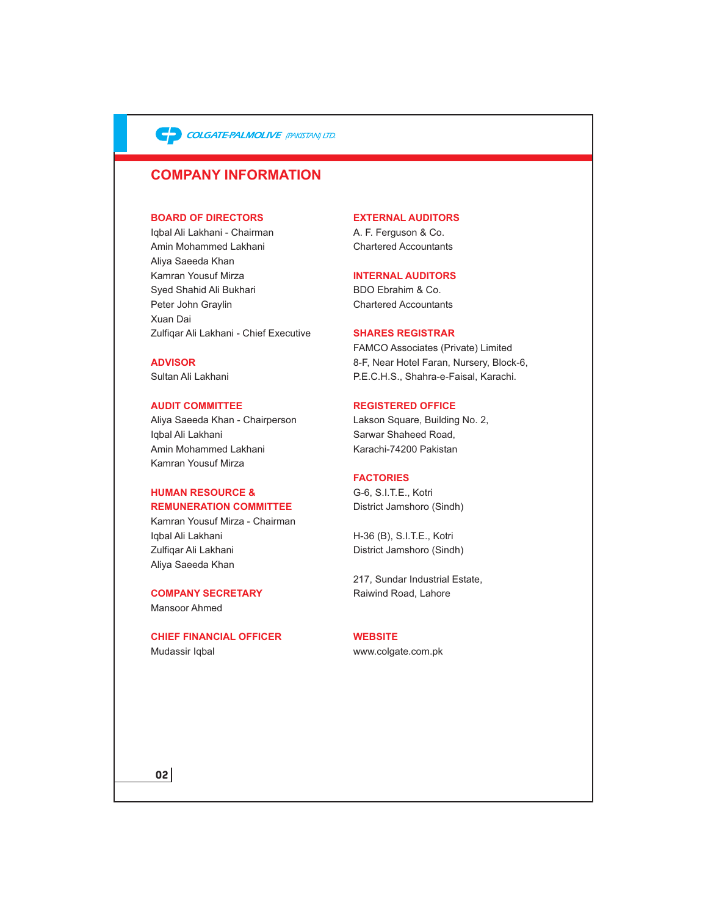# COMPANY INFORMATION

## BOARD OF DIRECTORS
Iqbal Ali Lakhani - Chairman
Amin Mohammed Lakhani
Aliya Saeeda Khan
Kamran Yousuf Mirza
Syed Shahid Ali Bukhari
Peter John Graylin
Xuan Dai
Zulfiqar Ali Lakhani - Chief Executive

## ADVISOR
Sultan Ali Lakhani

## AUDIT COMMITTEE
Aliya Saeeda Khan - Chairperson
Iqbal Ali Lakhani
Amin Mohammed Lakhani
Kamran Yousuf Mirza

## HUMAN RESOURCE & REMUNERATION COMMITTEE
Kamran Yousuf Mirza - Chairman
Iqbal Ali Lakhani
Zulfiqar Ali Lakhani
Aliya Saeeda Khan

## COMPANY SECRETARY
Mansoor Ahmed

## CHIEF FINANCIAL OFFICER
Mudassir Iqbal

## EXTERNAL AUDITORS
A. F. Ferguson & Co.
Chartered Accountants

## INTERNAL AUDITORS
BDO Ebrahim & Co.
Chartered Accountants

## SHARES REGISTRAR
FAMCO Associates (Private) Limited
8-F, Near Hotel Faran, Nursery, Block-6,
P.E.C.H.S., Shahra-e-Faisal, Karachi.

## REGISTERED OFFICE
Lakson Square, Building No. 2,
Sarwar Shaheed Road,
Karachi-74200 Pakistan

## FACTORIES
G-6, S.I.T.E., Kotri
District Jamshoro (Sindh)

H-36 (B), S.I.T.E., Kotri
District Jamshoro (Sindh)

217, Sundar Industrial Estate,
Raiwind Road, Lahore

## WEBSITE
www.colgate.com.pk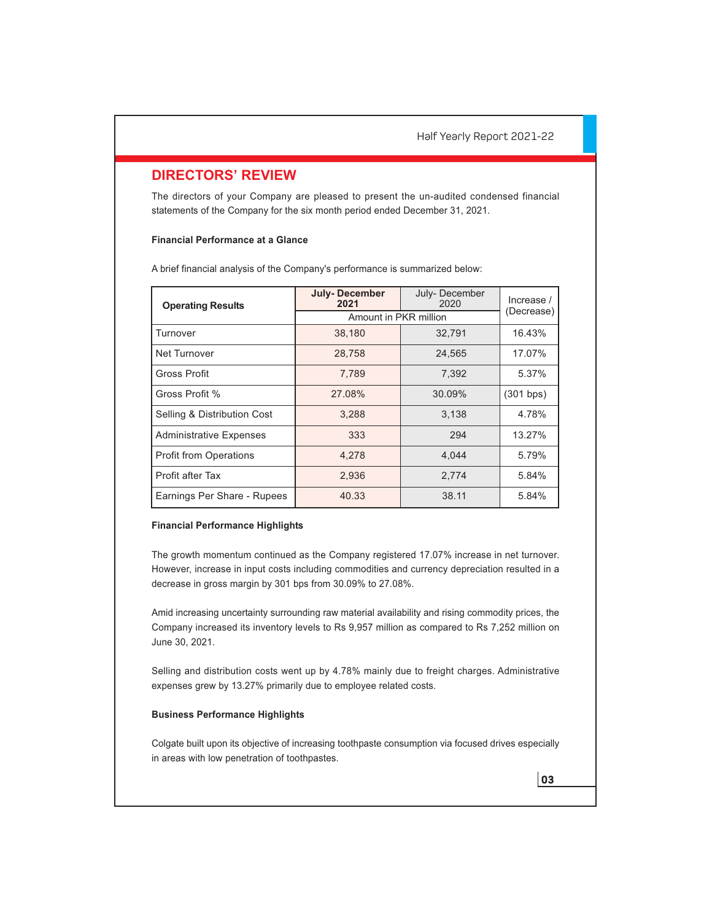## DIRECTORS' REVIEW

The directors of your Company are pleased to present the un-audited condensed financial statements of the Company for the six month period ended December 31, 2021.

### Financial Performance at a Glance

A brief financial analysis of the Company's performance is summarized below:

| Operating Results | July- December 2021 | July- December 2020 | Increase / (Decrease) |
|---|---|---|---|
| | Amount in PKR million | | |
| Turnover | 38,180 | 32,791 | 16.43% |
| Net Turnover | 28,758 | 24,565 | 17.07% |
| Gross Profit | 7,789 | 7,392 | 5.37% |
| Gross Profit % | 27.08% | 30.09% | (301 bps) |
| Selling & Distribution Cost | 3,288 | 3,138 | 4.78% |
| Administrative Expenses | 333 | 294 | 13.27% |
| Profit from Operations | 4,278 | 4,044 | 5.79% |
| Profit after Tax | 2,936 | 2,774 | 5.84% |
| Earnings Per Share - Rupees | 40.33 | 38.11 | 5.84% |

### Financial Performance Highlights

The growth momentum continued as the Company registered 17.07% increase in net turnover. However, increase in input costs including commodities and currency depreciation resulted in a decrease in gross margin by 301 bps from 30.09% to 27.08%.

Amid increasing uncertainty surrounding raw material availability and rising commodity prices, the Company increased its inventory levels to Rs 9,957 million as compared to Rs 7,252 million on June 30, 2021.

Selling and distribution costs went up by 4.78% mainly due to freight charges. Administrative expenses grew by 13.27% primarily due to employee related costs.

### Business Performance Highlights

Colgate built upon its objective of increasing toothpaste consumption via focused drives especially in areas with low penetration of toothpastes.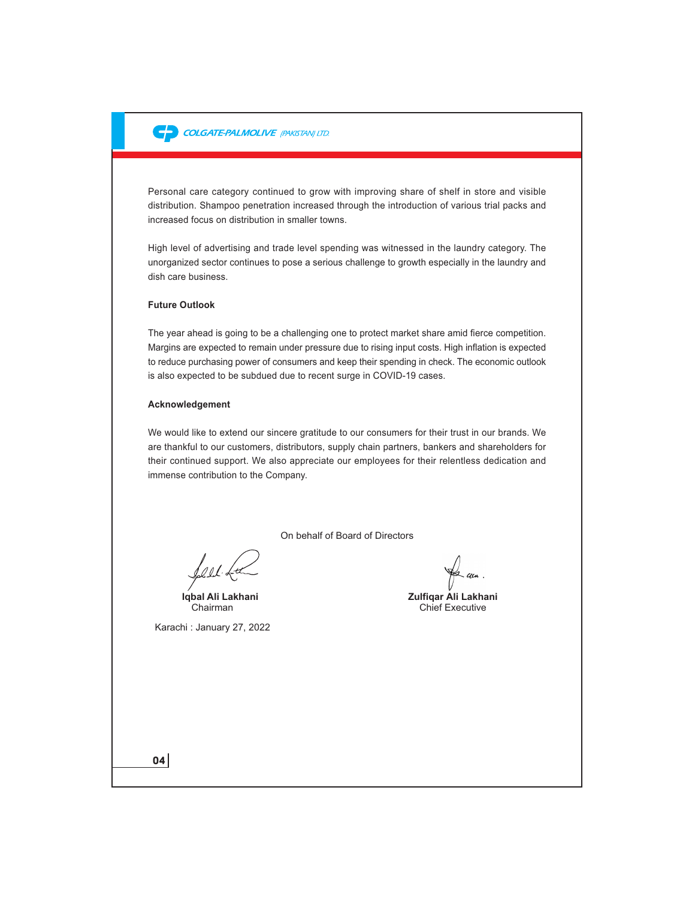Personal care category continued to grow with improving share of shelf in store and visible distribution. Shampoo penetration increased through the introduction of various trial packs and increased focus on distribution in smaller towns.

High level of advertising and trade level spending was witnessed in the laundry category. The unorganized sector continues to pose a serious challenge to growth especially in the laundry and dish care business.

**Future Outlook**

The year ahead is going to be a challenging one to protect market share amid fierce competition. Margins are expected to remain under pressure due to rising input costs. High inflation is expected to reduce purchasing power of consumers and keep their spending in check. The economic outlook is also expected to be subdued due to recent surge in COVID-19 cases.

**Acknowledgement**

We would like to extend our sincere gratitude to our consumers for their trust in our brands. We are thankful to our customers, distributors, supply chain partners, bankers and shareholders for their continued support. We also appreciate our employees for their relentless dedication and immense contribution to the Company.

On behalf of Board of Directors

**Iqbal Ali Lakhani**
Chairman

**Zulfiqar Ali Lakhani**
Chief Executive

Karachi : January 27, 2022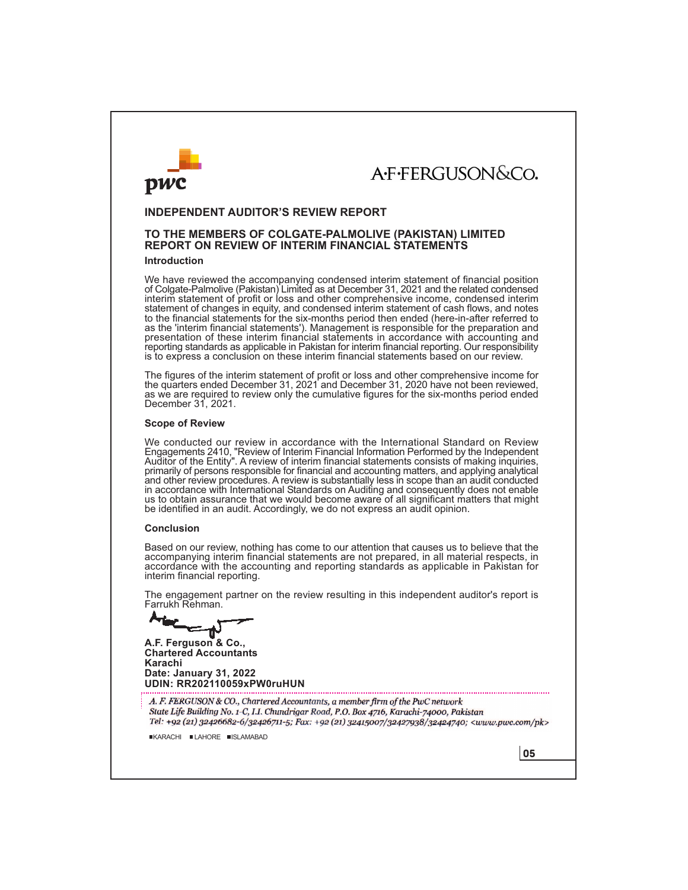A·F·FERGUSON&Co.

# INDEPENDENT AUDITOR'S REVIEW REPORT

## TO THE MEMBERS OF COLGATE-PALMOLIVE (PAKISTAN) LIMITED REPORT ON REVIEW OF INTERIM FINANCIAL STATEMENTS

### Introduction

We have reviewed the accompanying condensed interim statement of financial position of Colgate-Palmolive (Pakistan) Limited as at December 31, 2021 and the related condensed interim statement of profit or loss and other comprehensive income, condensed interim statement of changes in equity, and condensed interim statement of cash flows, and notes to the financial statements for the six-months period then ended (here-in-after referred to as the 'interim financial statements'). Management is responsible for the preparation and presentation of these interim financial statements in accordance with accounting and reporting standards as applicable in Pakistan for interim financial reporting. Our responsibility is to express a conclusion on these interim financial statements based on our review.

The figures of the interim statement of profit or loss and other comprehensive income for the quarters ended December 31, 2021 and December 31, 2020 have not been reviewed, as we are required to review only the cumulative figures for the six-months period ended December 31, 2021.

### Scope of Review

We conducted our review in accordance with the International Standard on Review Engagements 2410, "Review of Interim Financial Information Performed by the Independent Auditor of the Entity". A review of interim financial statements consists of making inquiries, primarily of persons responsible for financial and accounting matters, and applying analytical and other review procedures. A review is substantially less in scope than an audit conducted in accordance with International Standards on Auditing and consequently does not enable us to obtain assurance that we would become aware of all significant matters that might be identified in an audit. Accordingly, we do not express an audit opinion.

### Conclusion

Based on our review, nothing has come to our attention that causes us to believe that the accompanying interim financial statements are not prepared, in all material respects, in accordance with the accounting and reporting standards as applicable in Pakistan for interim financial reporting.

The engagement partner on the review resulting in this independent auditor's report is Farrukh Rehman.

**A.F. Ferguson & Co.,**
**Chartered Accountants**
**Karachi**
**Date: January 31, 2022**
**UDIN: RR202110059xPW0ruHUN**

*A. F. FERGUSON & CO., Chartered Accountants, a member firm of the PwC network*
*State Life Building No. 1-C, I.I. Chundrigar Road, P.O. Box 4716, Karachi-74000, Pakistan*
*Tel: +92 (21) 32426682-6/32426711-5; Fax: +92 (21) 32415007/32427938/32424740; <www.pwc.com/pk>*

KARACHI ■ LAHORE ■ ISLAMABAD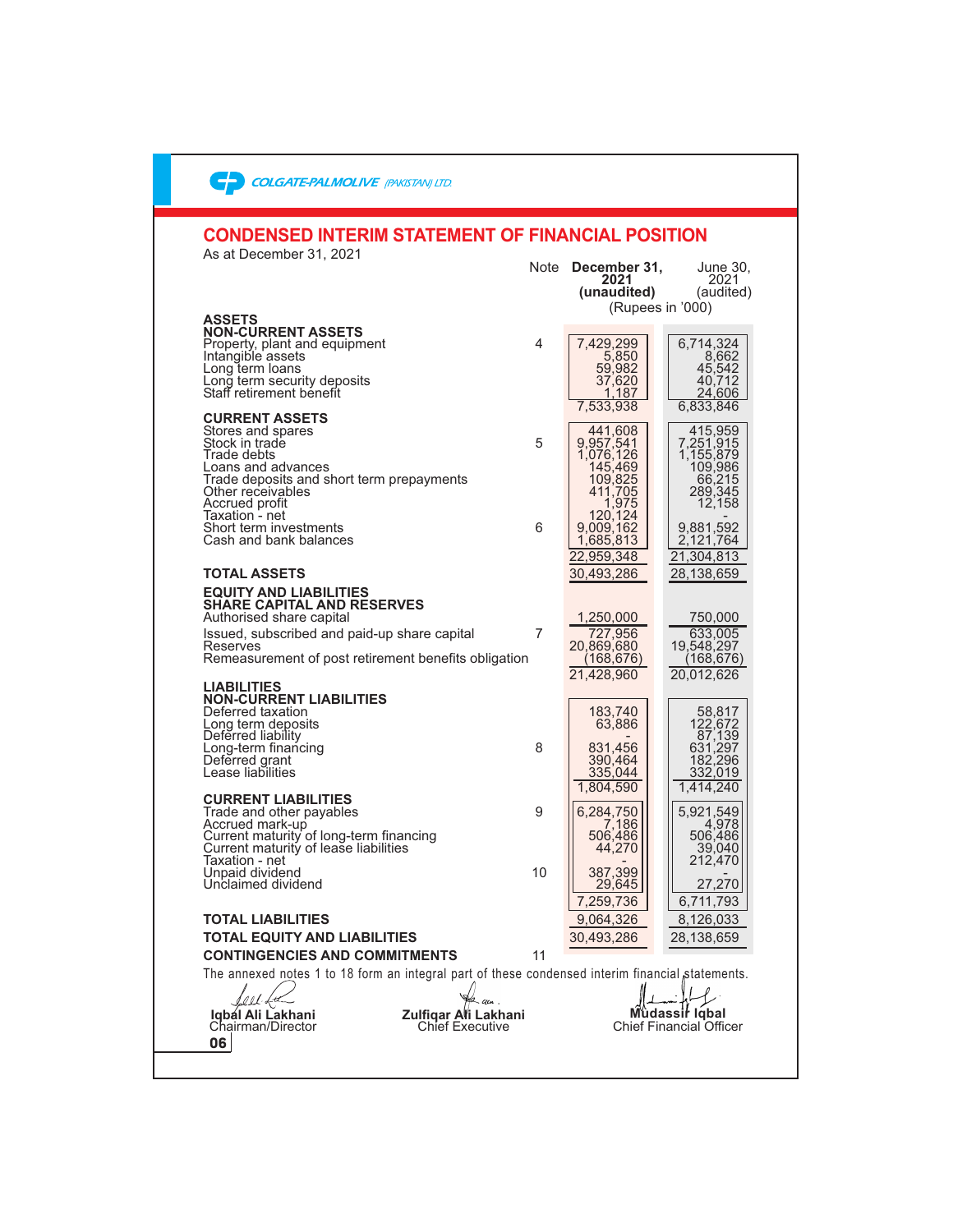COLGATE-PALMOLIVE (PAKISTAN) LTD.

## CONDENSED INTERIM STATEMENT OF FINANCIAL POSITION

As at December 31, 2021

| | Note | **December 31, 2021 (unaudited)** | June 30, 2021 (audited) |
|---|---|---|---|
| | | (Rupees in '000) | |
| **ASSETS** | | | |
| **NON-CURRENT ASSETS** | | | |
| Property, plant and equipment | 4 | 7,429,299 | 6,714,324 |
| Intangible assets | | 5,850 | 8,662 |
| Long term loans | | 59,982 | 45,542 |
| Long term security deposits | | 37,620 | 40,712 |
| Staff retirement benefit | | 1,187 | 24,606 |
| | | 7,533,938 | 6,833,846 |
| **CURRENT ASSETS** | | | |
| Stores and spares | | 441,608 | 415,959 |
| Stock in trade | 5 | 9,957,541 | 7,251,915 |
| Trade debts | | 1,076,126 | 1,155,879 |
| Loans and advances | | 145,469 | 109,986 |
| Trade deposits and short term prepayments | | 109,825 | 66,215 |
| Other receivables | | 411,705 | 289,345 |
| Accrued profit | | 1,975 | 12,158 |
| Taxation - net | | 120,124 | - |
| Short term investments | 6 | 9,009,162 | 9,881,592 |
| Cash and bank balances | | 1,685,813 | 2,121,764 |
| | | 22,959,348 | 21,304,813 |
| **TOTAL ASSETS** | | 30,493,286 | 28,138,659 |
| **EQUITY AND LIABILITIES** | | | |
| **SHARE CAPITAL AND RESERVES** | | | |
| Authorised share capital | | 1,250,000 | 750,000 |
| Issued, subscribed and paid-up share capital | 7 | 727,956 | 633,005 |
| Reserves | | 20,869,680 | 19,548,297 |
| Remeasurement of post retirement benefits obligation | | (168,676) | (168,676) |
| | | 21,428,960 | 20,012,626 |
| **LIABILITIES** | | | |
| **NON-CURRENT LIABILITIES** | | | |
| Deferred taxation | | 183,740 | 58,817 |
| Long term deposits | | 63,886 | 122,672 |
| Deferred liability | | - | 87,139 |
| Long-term financing | 8 | 831,456 | 631,297 |
| Deferred grant | | 390,464 | 182,296 |
| Lease liabilities | | 335,044 | 332,019 |
| | | 1,804,590 | 1,414,240 |
| **CURRENT LIABILITIES** | | | |
| Trade and other payables | 9 | 6,284,750 | 5,921,549 |
| Accrued mark-up | | 7,186 | 4,978 |
| Current maturity of long-term financing | | 506,486 | 506,486 |
| Current maturity of lease liabilities | | 44,270 | 39,040 |
| Taxation - net | | - | 212,470 |
| Unpaid dividend | 10 | 387,399 | - |
| Unclaimed dividend | | 29,645 | 27,270 |
| | | 7,259,736 | 6,711,793 |
| **TOTAL LIABILITIES** | | 9,064,326 | 8,126,033 |
| **TOTAL EQUITY AND LIABILITIES** | | 30,493,286 | 28,138,659 |
| **CONTINGENCIES AND COMMITMENTS** | 11 | | |

The annexed notes 1 to 18 form an integral part of these condensed interim financial statements.

| **Iqbal Ali Lakhani** | **Zulfiqar Ali Lakhani** | **Mudassir Iqbal** |
|---|---|---|
| Chairman/Director | Chief Executive | Chief Financial Officer |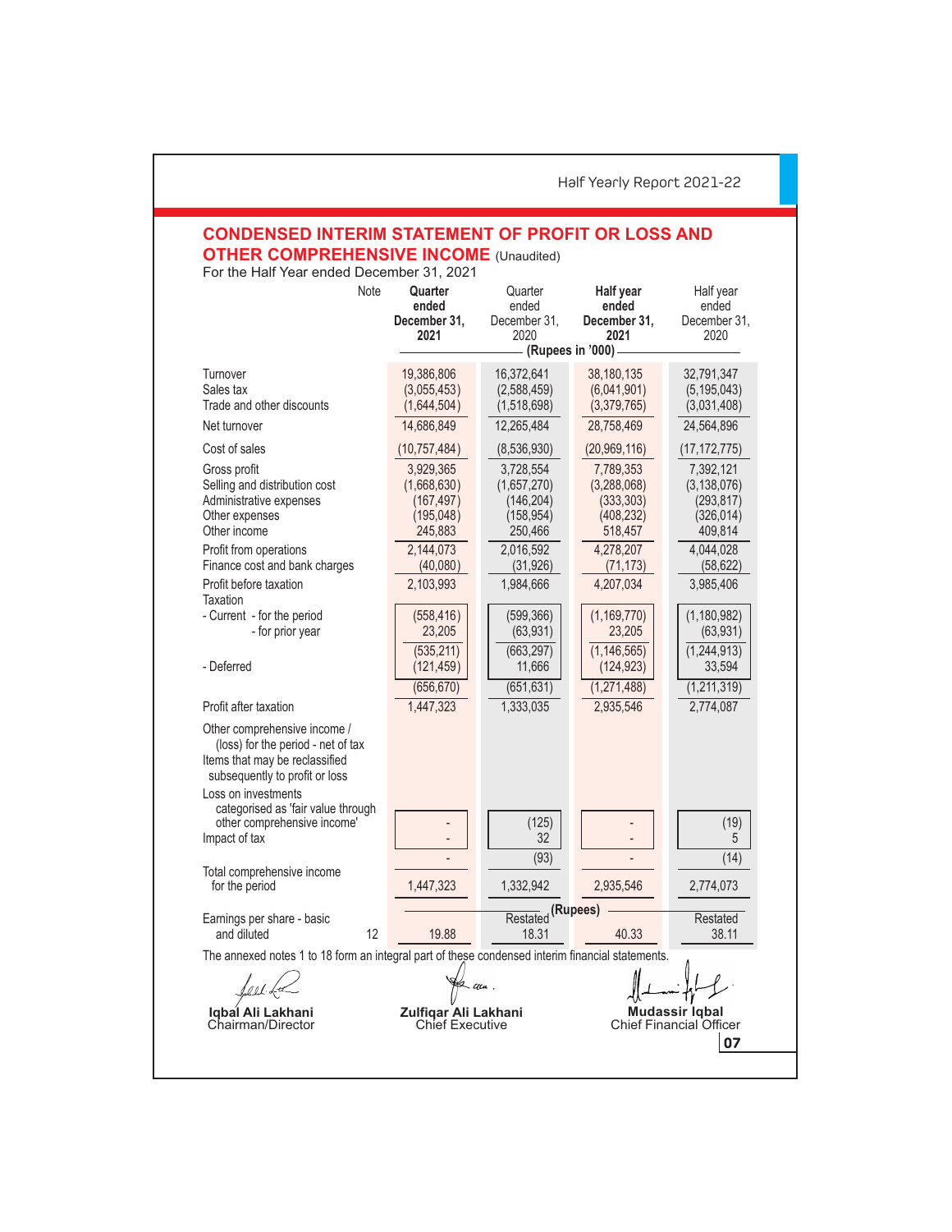## CONDENSED INTERIM STATEMENT OF PROFIT OR LOSS AND OTHER COMPREHENSIVE INCOME (Unaudited)

For the Half Year ended December 31, 2021

| | Note | **Quarter ended December 31, 2021** | Quarter ended December 31, 2020 | **Half year ended December 31, 2021** | Half year ended December 31, 2020 |
|---|---|---|---|---|---|
| | | (Rupees in '000) | | | |
| Turnover | | 19,386,806 | 16,372,641 | 38,180,135 | 32,791,347 |
| Sales tax | | (3,055,453) | (2,588,459) | (6,041,901) | (5,195,043) |
| Trade and other discounts | | (1,644,504) | (1,518,698) | (3,379,765) | (3,031,408) |
| Net turnover | | 14,686,849 | 12,265,484 | 28,758,469 | 24,564,896 |
| Cost of sales | | (10,757,484) | (8,536,930) | (20,969,116) | (17,172,775) |
| Gross profit | | 3,929,365 | 3,728,554 | 7,789,353 | 7,392,121 |
| Selling and distribution cost | | (1,668,630) | (1,657,270) | (3,288,068) | (3,138,076) |
| Administrative expenses | | (167,497) | (146,204) | (333,303) | (293,817) |
| Other expenses | | (195,048) | (158,954) | (408,232) | (326,014) |
| Other income | | 245,883 | 250,466 | 518,457 | 409,814 |
| Profit from operations | | 2,144,073 | 2,016,592 | 4,278,207 | 4,044,028 |
| Finance cost and bank charges | | (40,080) | (31,926) | (71,173) | (58,622) |
| Profit before taxation | | 2,103,993 | 1,984,666 | 4,207,034 | 3,985,406 |
| Taxation | | | | | |
| - Current - for the period | | (558,416) | (599,366) | (1,169,770) | (1,180,982) |
| - for prior year | | 23,205 | (63,931) | 23,205 | (63,931) |
| | | (535,211) | (663,297) | (1,146,565) | (1,244,913) |
| - Deferred | | (121,459) | 11,666 | (124,923) | 33,594 |
| | | (656,670) | (651,631) | (1,271,488) | (1,211,319) |
| Profit after taxation | | 1,447,323 | 1,333,035 | 2,935,546 | 2,774,087 |
| Other comprehensive income / (loss) for the period - net of tax | | | | | |
| Items that may be reclassified subsequently to profit or loss | | | | | |
| Loss on investments categorised as 'fair value through other comprehensive income' | | - | (125) | - | (19) |
| Impact of tax | | - | 32 | - | 5 |
| | | - | (93) | - | (14) |
| Total comprehensive income for the period | | 1,447,323 | 1,332,942 | 2,935,546 | 2,774,073 |
| | | (Rupees) | | | |
| | | | Restated | | Restated |
| Earnings per share - basic and diluted | 12 | 19.88 | 18.31 | 40.33 | 38.11 |

The annexed notes 1 to 18 form an integral part of these condensed interim financial statements.

| | | |
|---|---|---|
| **Iqbal Ali Lakhani** | **Zulfiqar Ali Lakhani** | **Mudassir Iqbal** |
| Chairman/Director | Chief Executive | Chief Financial Officer |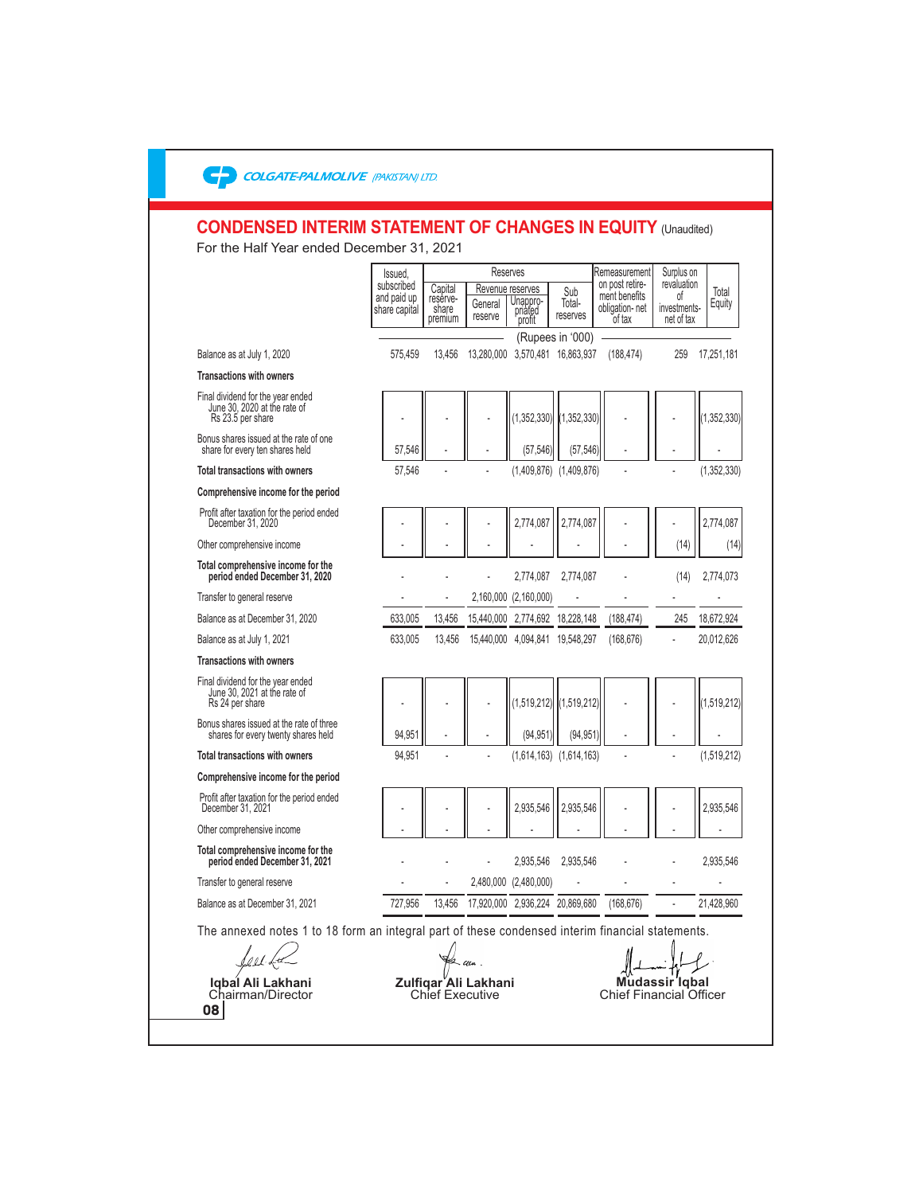## CONDENSED INTERIM STATEMENT OF CHANGES IN EQUITY (Unaudited)

For the Half Year ended December 31, 2021

| | Issued, subscribed and paid up share capital | Reserves | | | | Remeasurement on post retirement benefits obligation- net of tax | Surplus on revaluation of investments- net of tax | Total Equity |
|---|---|---|---|---|---|---|---|---|
| | | Capital reserve- share premium | Revenue reserves | | Sub Total- reserves | | | |
| | | | General reserve | Unappropriated profit | | | | |
| | (Rupees in '000) | | | | | | | |
| Balance as at July 1, 2020 | 575,459 | 13,456 | 13,280,000 | 3,570,481 | 16,863,937 | (188,474) | 259 | 17,251,181 |
| **Transactions with owners** | | | | | | | | |
| Final dividend for the year ended June 30, 2020 at the rate of Rs 23.5 per share | - | - | - | (1,352,330) | (1,352,330) | - | - | (1,352,330) |
| Bonus shares issued at the rate of one share for every ten shares held | 57,546 | - | - | (57,546) | (57,546) | - | - | - |
| **Total transactions with owners** | 57,546 | - | - | (1,409,876) | (1,409,876) | - | - | (1,352,330) |
| **Comprehensive income for the period** | | | | | | | | |
| Profit after taxation for the period ended December 31, 2020 | - | - | - | 2,774,087 | 2,774,087 | - | - | 2,774,087 |
| Other comprehensive income | - | - | - | - | - | - | (14) | (14) |
| **Total comprehensive income for the period ended December 31, 2020** | - | - | - | 2,774,087 | 2,774,087 | - | (14) | 2,774,073 |
| Transfer to general reserve | - | - | 2,160,000 | (2,160,000) | - | - | - | - |
| Balance as at December 31, 2020 | 633,005 | 13,456 | 15,440,000 | 2,774,692 | 18,228,148 | (188,474) | 245 | 18,672,924 |
| Balance as at July 1, 2021 | 633,005 | 13,456 | 15,440,000 | 4,094,841 | 19,548,297 | (168,676) | - | 20,012,626 |
| **Transactions with owners** | | | | | | | | |
| Final dividend for the year ended June 30, 2021 at the rate of Rs 24 per share | - | - | - | (1,519,212) | (1,519,212) | - | - | (1,519,212) |
| Bonus shares issued at the rate of three shares for every twenty shares held | 94,951 | - | - | (94,951) | (94,951) | - | - | - |
| **Total transactions with owners** | 94,951 | - | - | (1,614,163) | (1,614,163) | - | - | (1,519,212) |
| **Comprehensive income for the period** | | | | | | | | |
| Profit after taxation for the period ended December 31, 2021 | - | - | - | 2,935,546 | 2,935,546 | - | - | 2,935,546 |
| Other comprehensive income | - | - | - | - | - | - | - | - |
| **Total comprehensive income for the period ended December 31, 2021** | - | - | - | 2,935,546 | 2,935,546 | - | - | 2,935,546 |
| Transfer to general reserve | - | - | 2,480,000 | (2,480,000) | - | - | - | - |
| Balance as at December 31, 2021 | 727,956 | 13,456 | 17,920,000 | 2,936,224 | 20,869,680 | (168,676) | - | 21,428,960 |

The annexed notes 1 to 18 form an integral part of these condensed interim financial statements.

**Iqbal Ali Lakhani**
Chairman/Director

**Zulfiqar Ali Lakhani**
Chief Executive

**Mudassir Iqbal**
Chief Financial Officer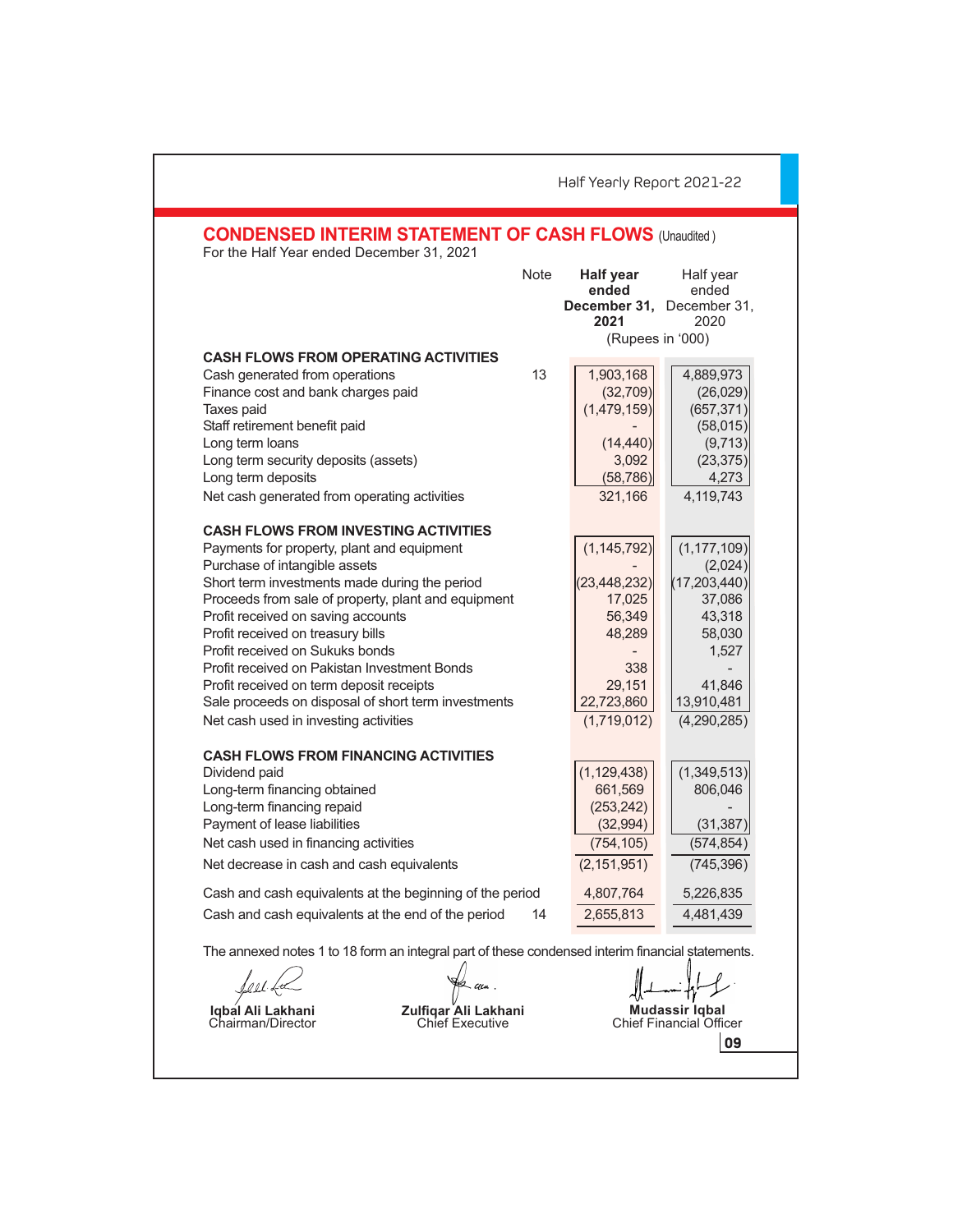## CONDENSED INTERIM STATEMENT OF CASH FLOWS (Unaudited)

For the Half Year ended December 31, 2021

| | Note | **Half year ended December 31, 2021** | Half year ended December 31, 2020 |
|---|---|---|---|
| | | (Rupees in '000) | |
| **CASH FLOWS FROM OPERATING ACTIVITIES** | | | |
| Cash generated from operations | 13 | 1,903,168 | 4,889,973 |
| Finance cost and bank charges paid | | (32,709) | (26,029) |
| Taxes paid | | (1,479,159) | (657,371) |
| Staff retirement benefit paid | | - | (58,015) |
| Long term loans | | (14,440) | (9,713) |
| Long term security deposits (assets) | | 3,092 | (23,375) |
| Long term deposits | | (58,786) | 4,273 |
| Net cash generated from operating activities | | 321,166 | 4,119,743 |
| **CASH FLOWS FROM INVESTING ACTIVITIES** | | | |
| Payments for property, plant and equipment | | (1,145,792) | (1,177,109) |
| Purchase of intangible assets | | - | (2,024) |
| Short term investments made during the period | | (23,448,232) | (17,203,440) |
| Proceeds from sale of property, plant and equipment | | 17,025 | 37,086 |
| Profit received on saving accounts | | 56,349 | 43,318 |
| Profit received on treasury bills | | 48,289 | 58,030 |
| Profit received on Sukuks bonds | | - | 1,527 |
| Profit received on Pakistan Investment Bonds | | 338 | - |
| Profit received on term deposit receipts | | 29,151 | 41,846 |
| Sale proceeds on disposal of short term investments | | 22,723,860 | 13,910,481 |
| Net cash used in investing activities | | (1,719,012) | (4,290,285) |
| **CASH FLOWS FROM FINANCING ACTIVITIES** | | | |
| Dividend paid | | (1,129,438) | (1,349,513) |
| Long-term financing obtained | | 661,569 | 806,046 |
| Long-term financing repaid | | (253,242) | - |
| Payment of lease liabilities | | (32,994) | (31,387) |
| Net cash used in financing activities | | (754,105) | (574,854) |
| Net decrease in cash and cash equivalents | | (2,151,951) | (745,396) |
| Cash and cash equivalents at the beginning of the period | | 4,807,764 | 5,226,835 |
| Cash and cash equivalents at the end of the period | 14 | 2,655,813 | 4,481,439 |

The annexed notes 1 to 18 form an integral part of these condensed interim financial statements.

**Iqbal Ali Lakhani**
Chairman/Director

**Zulfiqar Ali Lakhani**
Chief Executive

**Mudassir Iqbal**
Chief Financial Officer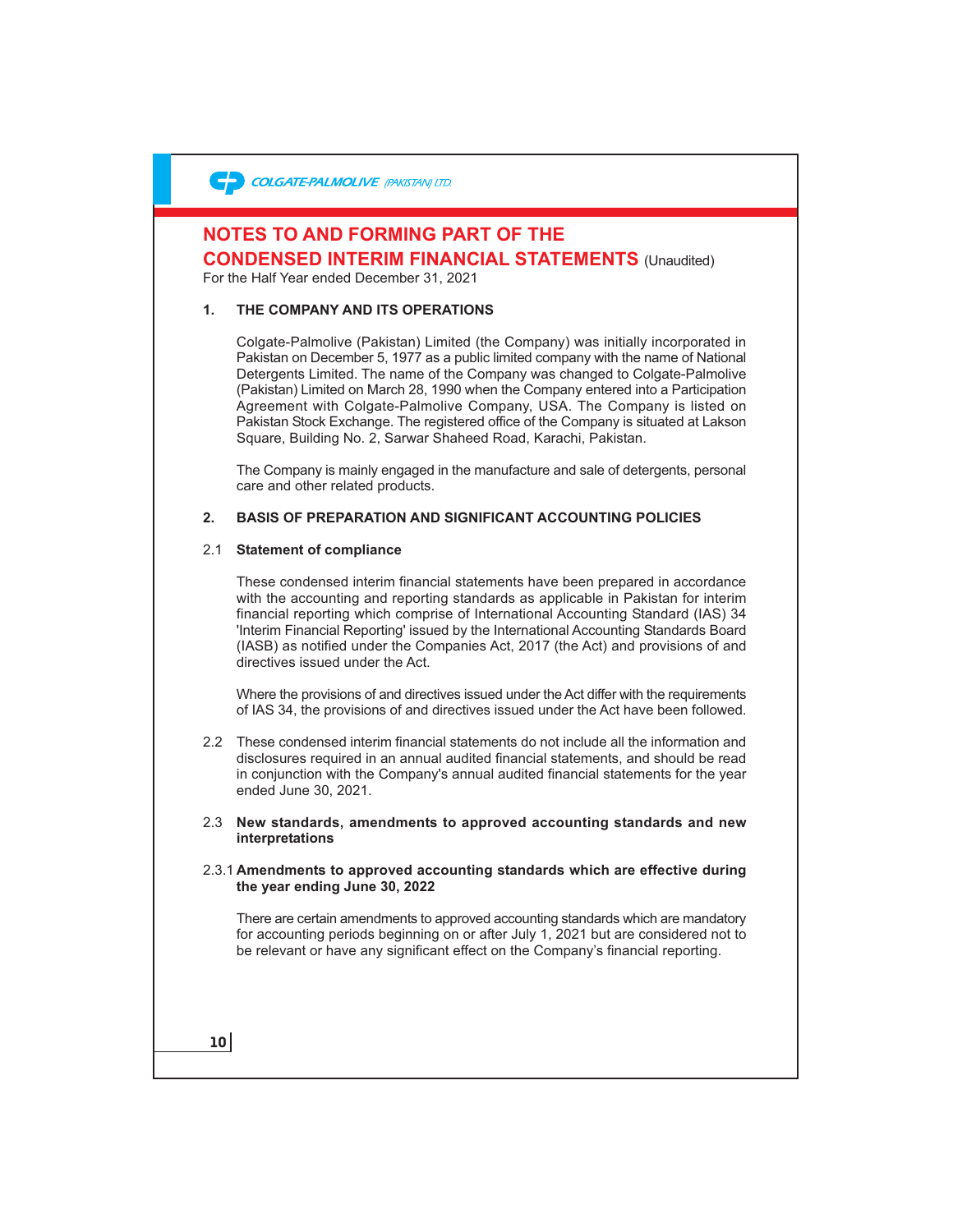# NOTES TO AND FORMING PART OF THE CONDENSED INTERIM FINANCIAL STATEMENTS (Unaudited)

For the Half Year ended December 31, 2021

## 1. THE COMPANY AND ITS OPERATIONS

Colgate-Palmolive (Pakistan) Limited (the Company) was initially incorporated in Pakistan on December 5, 1977 as a public limited company with the name of National Detergents Limited. The name of the Company was changed to Colgate-Palmolive (Pakistan) Limited on March 28, 1990 when the Company entered into a Participation Agreement with Colgate-Palmolive Company, USA. The Company is listed on Pakistan Stock Exchange. The registered office of the Company is situated at Lakson Square, Building No. 2, Sarwar Shaheed Road, Karachi, Pakistan.

The Company is mainly engaged in the manufacture and sale of detergents, personal care and other related products.

## 2. BASIS OF PREPARATION AND SIGNIFICANT ACCOUNTING POLICIES

### 2.1 Statement of compliance

These condensed interim financial statements have been prepared in accordance with the accounting and reporting standards as applicable in Pakistan for interim financial reporting which comprise of International Accounting Standard (IAS) 34 'Interim Financial Reporting' issued by the International Accounting Standards Board (IASB) as notified under the Companies Act, 2017 (the Act) and provisions of and directives issued under the Act.

Where the provisions of and directives issued under the Act differ with the requirements of IAS 34, the provisions of and directives issued under the Act have been followed.

2.2 These condensed interim financial statements do not include all the information and disclosures required in an annual audited financial statements, and should be read in conjunction with the Company's annual audited financial statements for the year ended June 30, 2021.

### 2.3 New standards, amendments to approved accounting standards and new interpretations

#### 2.3.1 Amendments to approved accounting standards which are effective during the year ending June 30, 2022

There are certain amendments to approved accounting standards which are mandatory for accounting periods beginning on or after July 1, 2021 but are considered not to be relevant or have any significant effect on the Company's financial reporting.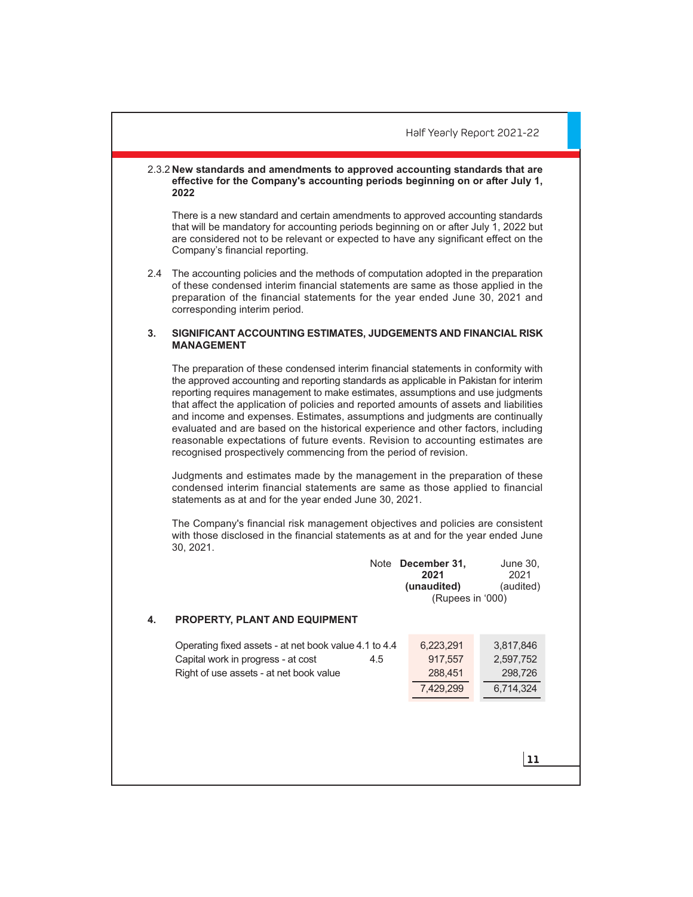### 2.3.2 New standards and amendments to approved accounting standards that are effective for the Company's accounting periods beginning on or after July 1, 2022

There is a new standard and certain amendments to approved accounting standards that will be mandatory for accounting periods beginning on or after July 1, 2022 but are considered not to be relevant or expected to have any significant effect on the Company's financial reporting.

2.4 The accounting policies and the methods of computation adopted in the preparation of these condensed interim financial statements are same as those applied in the preparation of the financial statements for the year ended June 30, 2021 and corresponding interim period.

## 3. SIGNIFICANT ACCOUNTING ESTIMATES, JUDGEMENTS AND FINANCIAL RISK MANAGEMENT

The preparation of these condensed interim financial statements in conformity with the approved accounting and reporting standards as applicable in Pakistan for interim reporting requires management to make estimates, assumptions and use judgments that affect the application of policies and reported amounts of assets and liabilities and income and expenses. Estimates, assumptions and judgments are continually evaluated and are based on the historical experience and other factors, including reasonable expectations of future events. Revision to accounting estimates are recognised prospectively commencing from the period of revision.

Judgments and estimates made by the management in the preparation of these condensed interim financial statements are same as those applied to financial statements as at and for the year ended June 30, 2021.

The Company's financial risk management objectives and policies are consistent with those disclosed in the financial statements as at and for the year ended June 30, 2021.

## 4. PROPERTY, PLANT AND EQUIPMENT

| | Note | **December 31, 2021 (unaudited)** | June 30, 2021 (audited) |
|---|---|---|---|
| | | (Rupees in '000) | |
| Operating fixed assets - at net book value | 4.1 to 4.4 | 6,223,291 | 3,817,846 |
| Capital work in progress - at cost | 4.5 | 917,557 | 2,597,752 |
| Right of use assets - at net book value | | 288,451 | 298,726 |
| | | 7,429,299 | 6,714,324 |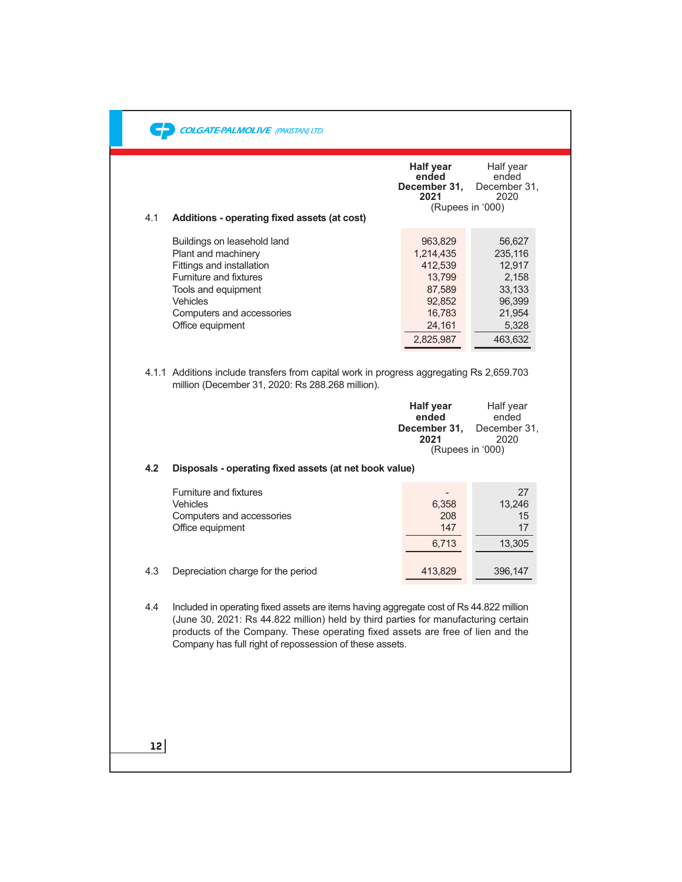| | Half year ended December 31, 2021 | Half year ended December 31, 2020 |
|---|---|---|
| | (Rupees in '000) | |

### 4.1 Additions - operating fixed assets (at cost)

| | Half year ended December 31, 2021 | Half year ended December 31, 2020 |
|---|---|---|
| | (Rupees in '000) | |
| Buildings on leasehold land | 963,829 | 56,627 |
| Plant and machinery | 1,214,435 | 235,116 |
| Fittings and installation | 412,539 | 12,917 |
| Furniture and fixtures | 13,799 | 2,158 |
| Tools and equipment | 87,589 | 33,133 |
| Vehicles | 92,852 | 96,399 |
| Computers and accessories | 16,783 | 21,954 |
| Office equipment | 24,161 | 5,328 |
| | 2,825,987 | 463,632 |

4.1.1 Additions include transfers from capital work in progress aggregating Rs 2,659.703 million (December 31, 2020: Rs 288.268 million).

### 4.2 Disposals - operating fixed assets (at net book value)

| | Half year ended December 31, 2021 | Half year ended December 31, 2020 |
|---|---|---|
| | (Rupees in '000) | |
| Furniture and fixtures | - | 27 |
| Vehicles | 6,358 | 13,246 |
| Computers and accessories | 208 | 15 |
| Office equipment | 147 | 17 |
| | 6,713 | 13,305 |

### 4.3 Depreciation charge for the period

| | Half year ended December 31, 2021 | Half year ended December 31, 2020 |
|---|---|---|
| Depreciation charge for the period | 413,829 | 396,147 |

4.4 Included in operating fixed assets are items having aggregate cost of Rs 44.822 million (June 30, 2021: Rs 44.822 million) held by third parties for manufacturing certain products of the Company. These operating fixed assets are free of lien and the Company has full right of repossession of these assets.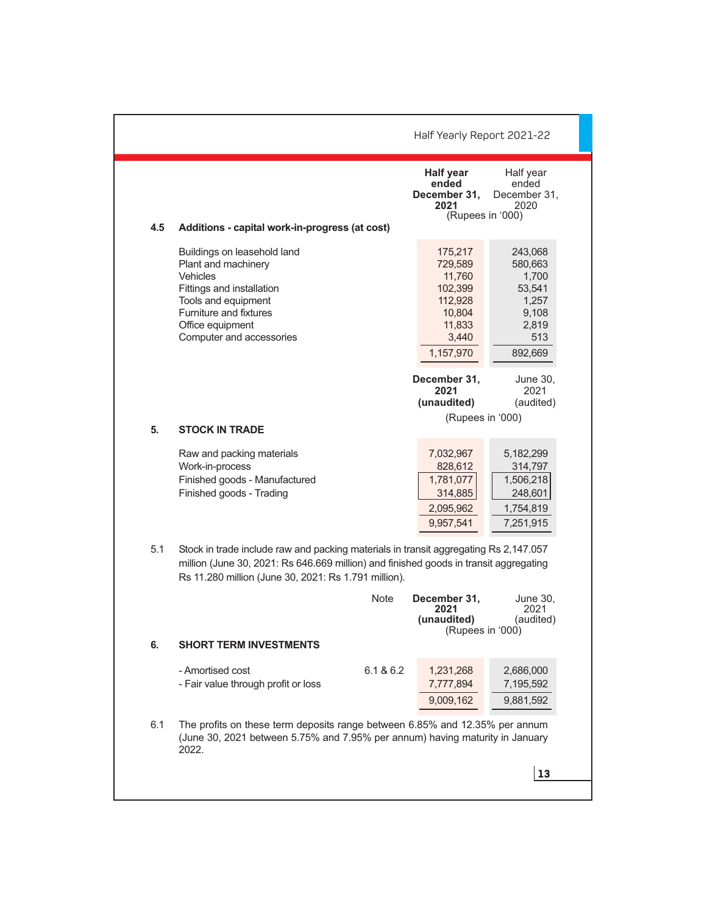| | Half year ended December 31, 2021 | Half year ended December 31, 2020 |
|---|---|---|
| | (Rupees in '000) | |
| **4.5 Additions - capital work-in-progress (at cost)** | | |
| Buildings on leasehold land | 175,217 | 243,068 |
| Plant and machinery | 729,589 | 580,663 |
| Vehicles | 11,760 | 1,700 |
| Fittings and installation | 102,399 | 53,541 |
| Tools and equipment | 112,928 | 1,257 |
| Furniture and fixtures | 10,804 | 9,108 |
| Office equipment | 11,833 | 2,819 |
| Computer and accessories | 3,440 | 513 |
| | 1,157,970 | 892,669 |

| | December 31, 2021 (unaudited) | June 30, 2021 (audited) |
|---|---|---|
| | (Rupees in '000) | |
| **5. STOCK IN TRADE** | | |
| Raw and packing materials | 7,032,967 | 5,182,299 |
| Work-in-process | 828,612 | 314,797 |
| Finished goods - Manufactured | 1,781,077 | 1,506,218 |
| Finished goods - Trading | 314,885 | 248,601 |
| | 2,095,962 | 1,754,819 |
| | 9,957,541 | 7,251,915 |

5.1 Stock in trade include raw and packing materials in transit aggregating Rs 2,147.057 million (June 30, 2021: Rs 646.669 million) and finished goods in transit aggregating Rs 11.280 million (June 30, 2021: Rs 1.791 million).

| | Note | December 31, 2021 (unaudited) | June 30, 2021 (audited) |
|---|---|---|---|
| | | (Rupees in '000) | |
| **6. SHORT TERM INVESTMENTS** | | | |
| - Amortised cost | 6.1 & 6.2 | 1,231,268 | 2,686,000 |
| - Fair value through profit or loss | | 7,777,894 | 7,195,592 |
| | | 9,009,162 | 9,881,592 |

6.1 The profits on these term deposits range between 6.85% and 12.35% per annum (June 30, 2021 between 5.75% and 7.95% per annum) having maturity in January 2022.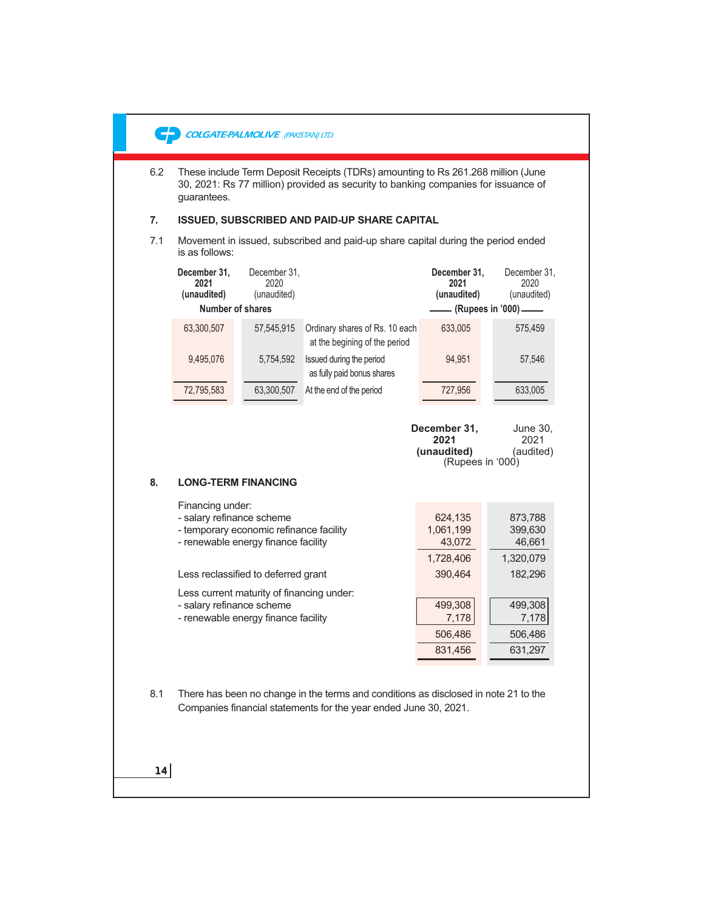6.2 These include Term Deposit Receipts (TDRs) amounting to Rs 261.268 million (June 30, 2021: Rs 77 million) provided as security to banking companies for issuance of guarantees.

## 7. ISSUED, SUBSCRIBED AND PAID-UP SHARE CAPITAL

7.1 Movement in issued, subscribed and paid-up share capital during the period ended is as follows:

| December 31, 2021 (unaudited) | December 31, 2020 (unaudited) | | December 31, 2021 (unaudited) | December 31, 2020 (unaudited) |
|---|---|---|---|---|
| Number of shares | | | (Rupees in '000) | |
| 63,300,507 | 57,545,915 | Ordinary shares of Rs. 10 each at the begining of the period | 633,005 | 575,459 |
| 9,495,076 | 5,754,592 | Issued during the period as fully paid bonus shares | 94,951 | 57,546 |
| 72,795,583 | 63,300,507 | At the end of the period | 727,956 | 633,005 |

## 8. LONG-TERM FINANCING

| | December 31, 2021 (unaudited) | June 30, 2021 (audited) |
|---|---|---|
| | (Rupees in '000) | |
| Financing under: | | |
| - salary refinance scheme | 624,135 | 873,788 |
| - temporary economic refinance facility | 1,061,199 | 399,630 |
| - renewable energy finance facility | 43,072 | 46,661 |
| | 1,728,406 | 1,320,079 |
| Less reclassified to deferred grant | 390,464 | 182,296 |
| Less current maturity of financing under: | | |
| - salary refinance scheme | 499,308 | 499,308 |
| - renewable energy finance facility | 7,178 | 7,178 |
| | 506,486 | 506,486 |
| | 831,456 | 631,297 |

8.1 There has been no change in the terms and conditions as disclosed in note 21 to the Companies financial statements for the year ended June 30, 2021.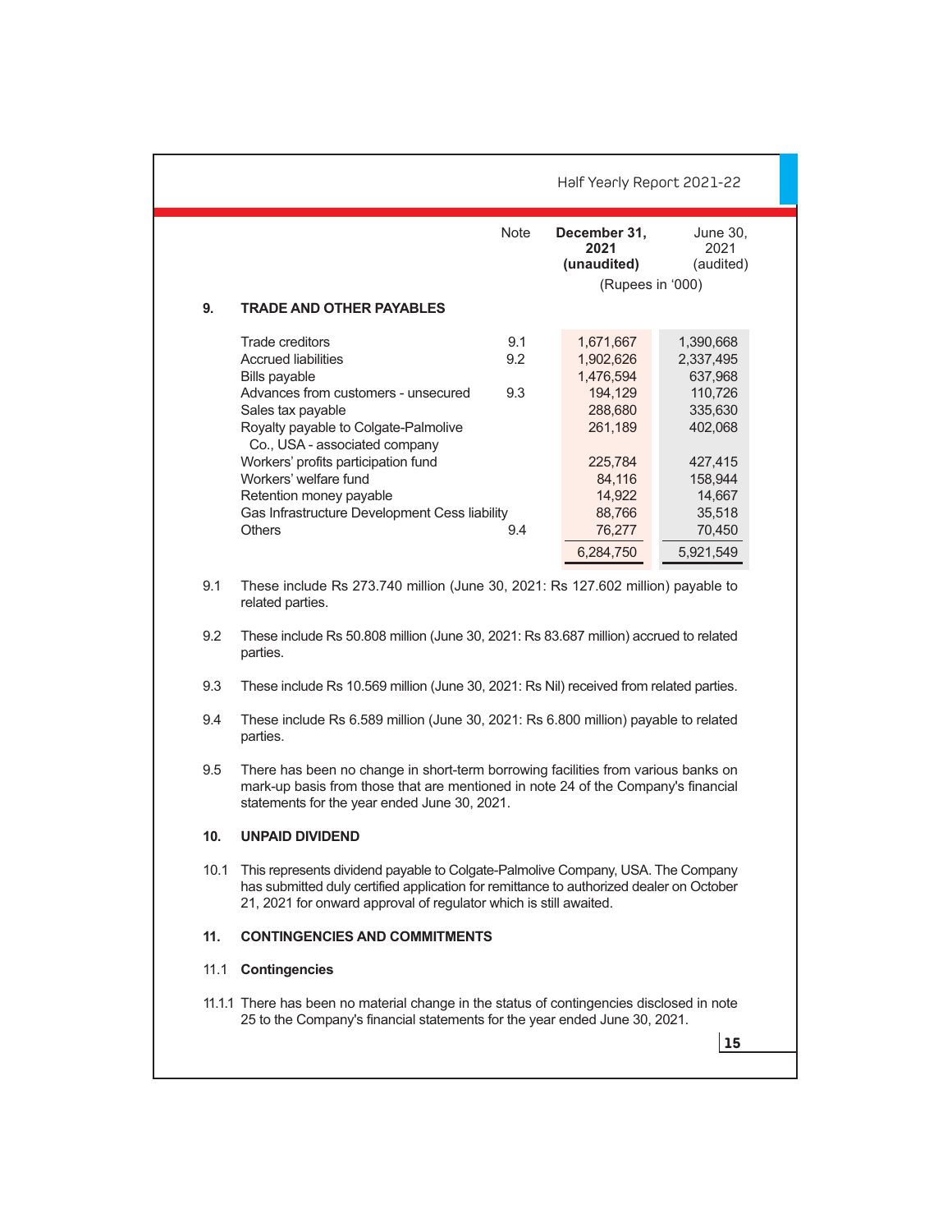|  | Note | December 31, 2021 (unaudited) | June 30, 2021 (audited) |
|---|---|---|---|
|  |  | (Rupees in '000) |  |

## 9. TRADE AND OTHER PAYABLES

|  | Note | December 31, 2021 (unaudited) | June 30, 2021 (audited) |
|---|---|---|---|
| Trade creditors | 9.1 | 1,671,667 | 1,390,668 |
| Accrued liabilities | 9.2 | 1,902,626 | 2,337,495 |
| Bills payable |  | 1,476,594 | 637,968 |
| Advances from customers - unsecured | 9.3 | 194,129 | 110,726 |
| Sales tax payable |  | 288,680 | 335,630 |
| Royalty payable to Colgate-Palmolive Co., USA - associated company |  | 261,189 | 402,068 |
| Workers' profits participation fund |  | 225,784 | 427,415 |
| Workers' welfare fund |  | 84,116 | 158,944 |
| Retention money payable |  | 14,922 | 14,667 |
| Gas Infrastructure Development Cess liability |  | 88,766 | 35,518 |
| Others | 9.4 | 76,277 | 70,450 |
|  |  | 6,284,750 | 5,921,549 |

9.1 These include Rs 273.740 million (June 30, 2021: Rs 127.602 million) payable to related parties.

9.2 These include Rs 50.808 million (June 30, 2021: Rs 83.687 million) accrued to related parties.

9.3 These include Rs 10.569 million (June 30, 2021: Rs Nil) received from related parties.

9.4 These include Rs 6.589 million (June 30, 2021: Rs 6.800 million) payable to related parties.

9.5 There has been no change in short-term borrowing facilities from various banks on mark-up basis from those that are mentioned in note 24 of the Company's financial statements for the year ended June 30, 2021.

## 10. UNPAID DIVIDEND

10.1 This represents dividend payable to Colgate-Palmolive Company, USA. The Company has submitted duly certified application for remittance to authorized dealer on October 21, 2021 for onward approval of regulator which is still awaited.

## 11. CONTINGENCIES AND COMMITMENTS

### 11.1 Contingencies

11.1.1 There has been no material change in the status of contingencies disclosed in note 25 to the Company's financial statements for the year ended June 30, 2021.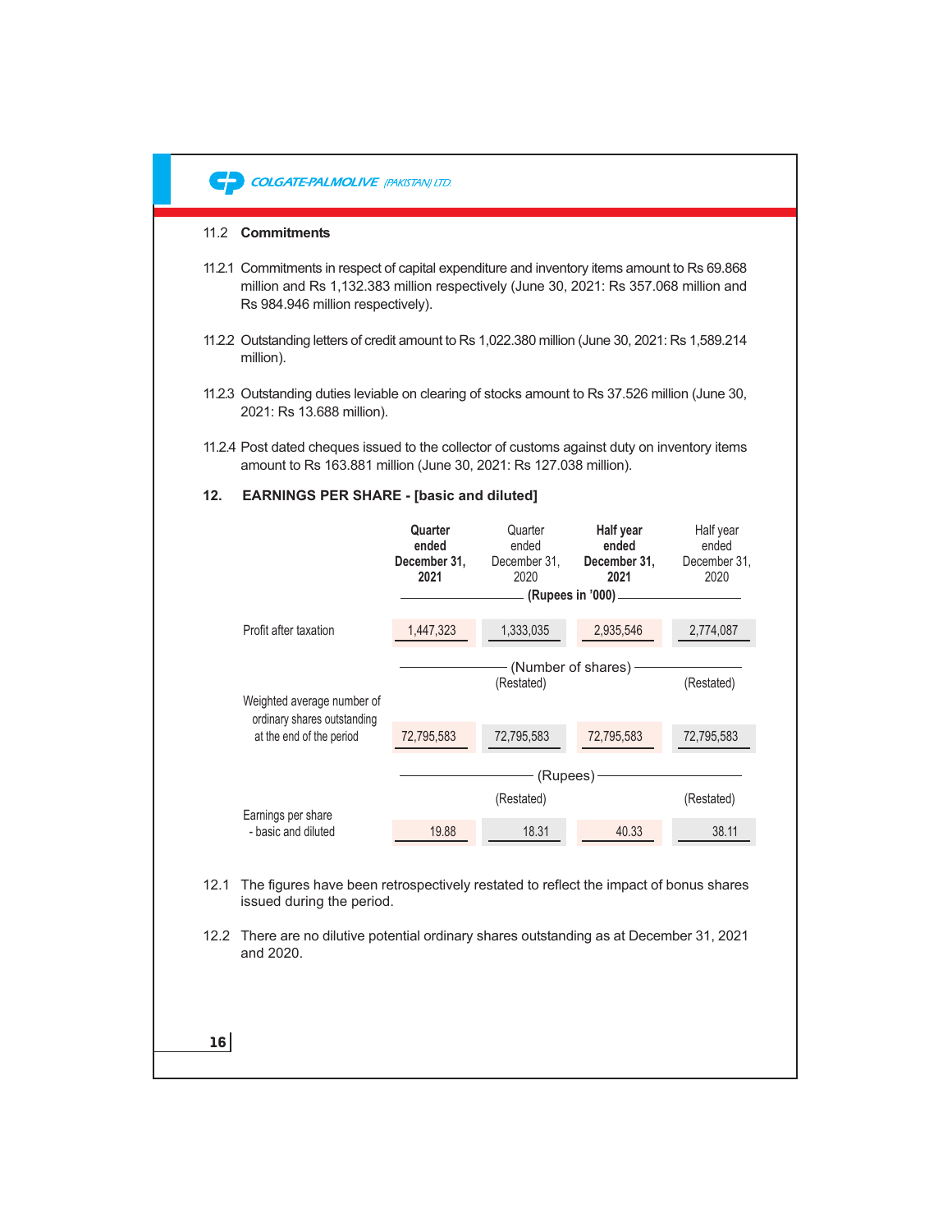### 11.2 Commitments

11.2.1 Commitments in respect of capital expenditure and inventory items amount to Rs 69.868 million and Rs 1,132.383 million respectively (June 30, 2021: Rs 357.068 million and Rs 984.946 million respectively).

11.2.2 Outstanding letters of credit amount to Rs 1,022.380 million (June 30, 2021: Rs 1,589.214 million).

11.2.3 Outstanding duties leviable on clearing of stocks amount to Rs 37.526 million (June 30, 2021: Rs 13.688 million).

11.2.4 Post dated cheques issued to the collector of customs against duty on inventory items amount to Rs 163.881 million (June 30, 2021: Rs 127.038 million).

## 12. EARNINGS PER SHARE - [basic and diluted]

| | **Quarter ended December 31, 2021** | Quarter ended December 31, 2020 | **Half year ended December 31, 2021** | Half year ended December 31, 2020 |
|---|---|---|---|---|
| | **(Rupees in '000)** | | | |
| Profit after taxation | 1,447,323 | 1,333,035 | 2,935,546 | 2,774,087 |
| | (Number of shares) | | | |
| | | (Restated) | | (Restated) |
| Weighted average number of ordinary shares outstanding at the end of the period | 72,795,583 | 72,795,583 | 72,795,583 | 72,795,583 |
| | (Rupees) | | | |
| | | (Restated) | | (Restated) |
| Earnings per share - basic and diluted | 19.88 | 18.31 | 40.33 | 38.11 |

12.1 The figures have been retrospectively restated to reflect the impact of bonus shares issued during the period.

12.2 There are no dilutive potential ordinary shares outstanding as at December 31, 2021 and 2020.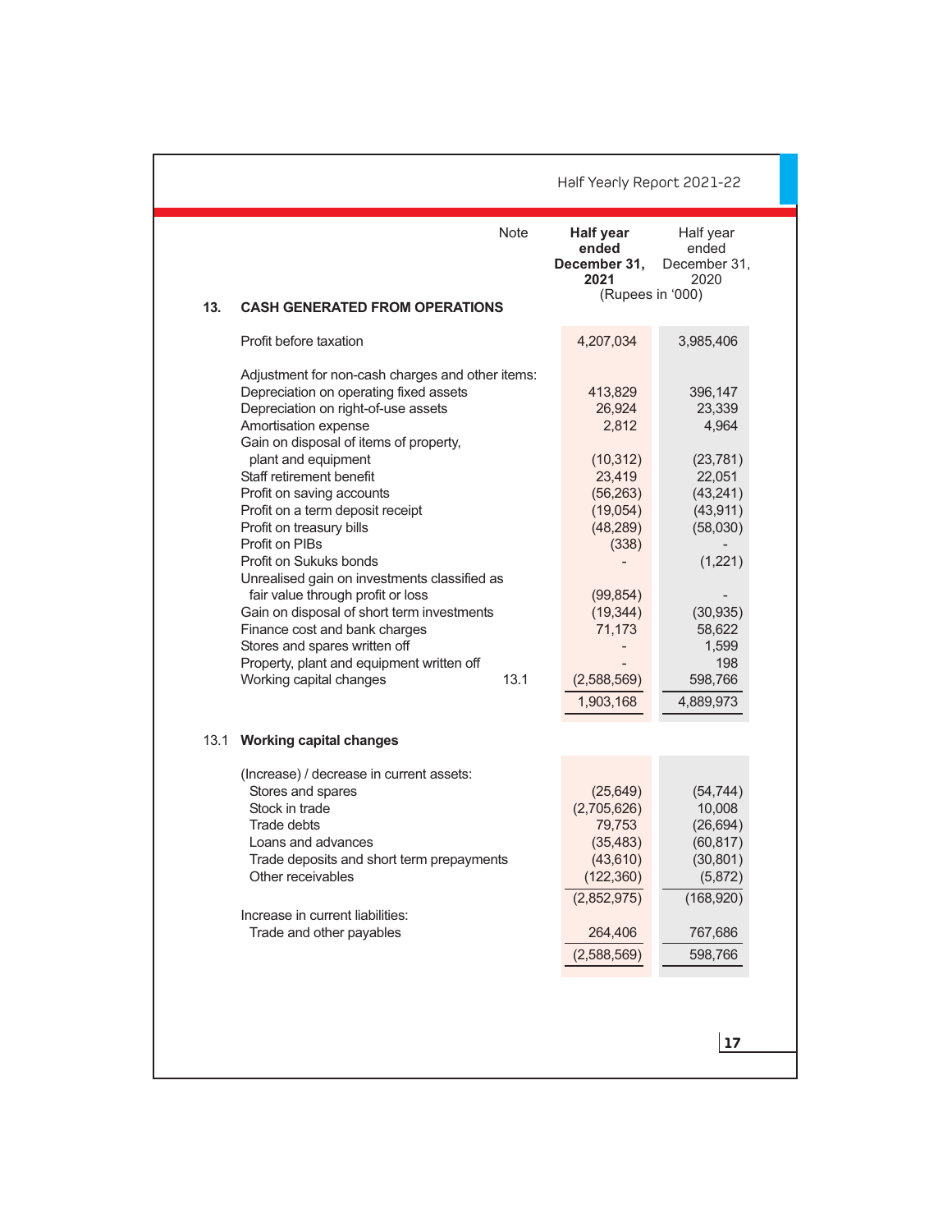| | Note | Half year ended December 31, 2021 | Half year ended December 31, 2020 |
|---|---|---|---|
| | | (Rupees in '000) | |

## 13. CASH GENERATED FROM OPERATIONS

| | Note | Half year ended December 31, 2021 | Half year ended December 31, 2020 |
|---|---|---|---|
| Profit before taxation | | 4,207,034 | 3,985,406 |
| Adjustment for non-cash charges and other items: | | | |
| Depreciation on operating fixed assets | | 413,829 | 396,147 |
| Depreciation on right-of-use assets | | 26,924 | 23,339 |
| Amortisation expense | | 2,812 | 4,964 |
| Gain on disposal of items of property, plant and equipment | | (10,312) | (23,781) |
| Staff retirement benefit | | 23,419 | 22,051 |
| Profit on saving accounts | | (56,263) | (43,241) |
| Profit on a term deposit receipt | | (19,054) | (43,911) |
| Profit on treasury bills | | (48,289) | (58,030) |
| Profit on PIBs | | (338) | - |
| Profit on Sukuks bonds | | - | (1,221) |
| Unrealised gain on investments classified as fair value through profit or loss | | (99,854) | - |
| Gain on disposal of short term investments | | (19,344) | (30,935) |
| Finance cost and bank charges | | 71,173 | 58,622 |
| Stores and spares written off | | - | 1,599 |
| Property, plant and equipment written off | | - | 198 |
| Working capital changes | 13.1 | (2,588,569) | 598,766 |
| | | 1,903,168 | 4,889,973 |

### 13.1 Working capital changes

| | Half year ended December 31, 2021 | Half year ended December 31, 2020 |
|---|---|---|
| (Increase) / decrease in current assets: | | |
| Stores and spares | (25,649) | (54,744) |
| Stock in trade | (2,705,626) | 10,008 |
| Trade debts | 79,753 | (26,694) |
| Loans and advances | (35,483) | (60,817) |
| Trade deposits and short term prepayments | (43,610) | (30,801) |
| Other receivables | (122,360) | (5,872) |
| | (2,852,975) | (168,920) |
| Increase in current liabilities: | | |
| Trade and other payables | 264,406 | 767,686 |
| | (2,588,569) | 598,766 |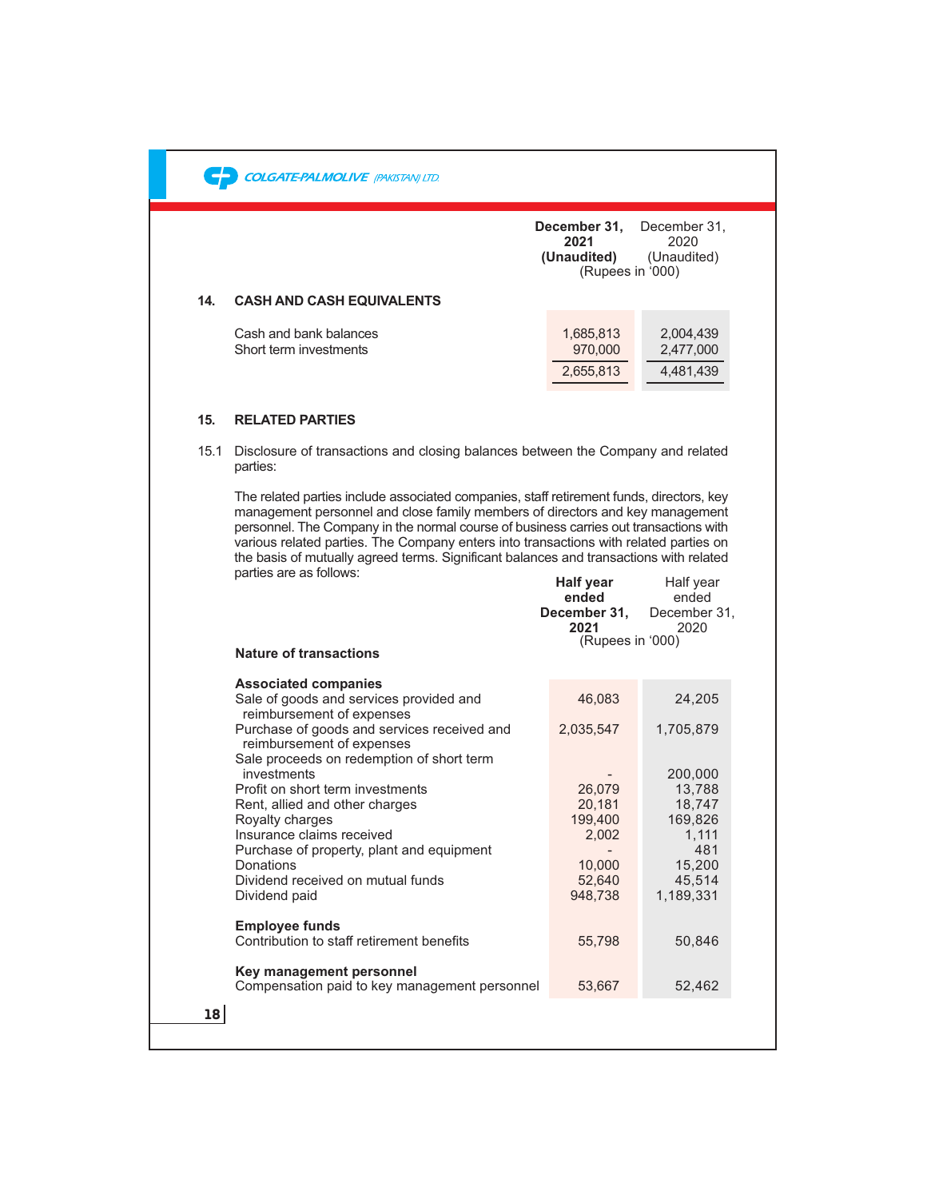## 14. CASH AND CASH EQUIVALENTS

| | December 31, 2021 (Unaudited) | December 31, 2020 (Unaudited) |
|---|---|---|
| | (Rupees in '000) | |
| Cash and bank balances | 1,685,813 | 2,004,439 |
| Short term investments | 970,000 | 2,477,000 |
| | 2,655,813 | 4,481,439 |

## 15. RELATED PARTIES

15.1 Disclosure of transactions and closing balances between the Company and related parties:

The related parties include associated companies, staff retirement funds, directors, key management personnel and close family members of directors and key management personnel. The Company in the normal course of business carries out transactions with various related parties. The Company enters into transactions with related parties on the basis of mutually agreed terms. Significant balances and transactions with related parties are as follows:

| Nature of transactions | Half year ended December 31, 2021 | Half year ended December 31, 2020 |
|---|---|---|
| | (Rupees in '000) | |
| **Associated companies** | | |
| Sale of goods and services provided and reimbursement of expenses | 46,083 | 24,205 |
| Purchase of goods and services received and reimbursement of expenses | 2,035,547 | 1,705,879 |
| Sale proceeds on redemption of short term investments | - | 200,000 |
| Profit on short term investments | 26,079 | 13,788 |
| Rent, allied and other charges | 20,181 | 18,747 |
| Royalty charges | 199,400 | 169,826 |
| Insurance claims received | 2,002 | 1,111 |
| Purchase of property, plant and equipment | - | 481 |
| Donations | 10,000 | 15,200 |
| Dividend received on mutual funds | 52,640 | 45,514 |
| Dividend paid | 948,738 | 1,189,331 |
| **Employee funds** | | |
| Contribution to staff retirement benefits | 55,798 | 50,846 |
| **Key management personnel** | | |
| Compensation paid to key management personnel | 53,667 | 52,462 |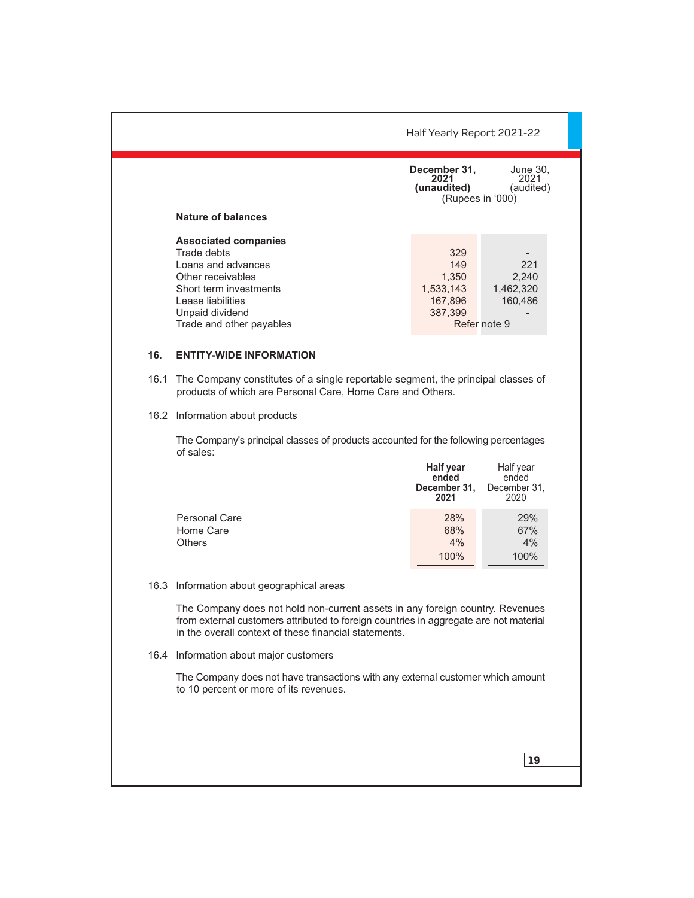| | December 31, 2021 (unaudited) | June 30, 2021 (audited) |
|---|---|---|
| | (Rupees in '000) | |
| **Nature of balances** | | |
| **Associated companies** | | |
| Trade debts | 329 | - |
| Loans and advances | 149 | 221 |
| Other receivables | 1,350 | 2,240 |
| Short term investments | 1,533,143 | 1,462,320 |
| Lease liabilities | 167,896 | 160,486 |
| Unpaid dividend | 387,399 | - |
| Trade and other payables | Refer note 9 | |

## 16. ENTITY-WIDE INFORMATION

16.1 The Company constitutes of a single reportable segment, the principal classes of products of which are Personal Care, Home Care and Others.

16.2 Information about products

The Company's principal classes of products accounted for the following percentages of sales:

| | Half year ended December 31, 2021 | Half year ended December 31, 2020 |
|---|---|---|
| Personal Care | 28% | 29% |
| Home Care | 68% | 67% |
| Others | 4% | 4% |
| | 100% | 100% |

16.3 Information about geographical areas

The Company does not hold non-current assets in any foreign country. Revenues from external customers attributed to foreign countries in aggregate are not material in the overall context of these financial statements.

16.4 Information about major customers

The Company does not have transactions with any external customer which amount to 10 percent or more of its revenues.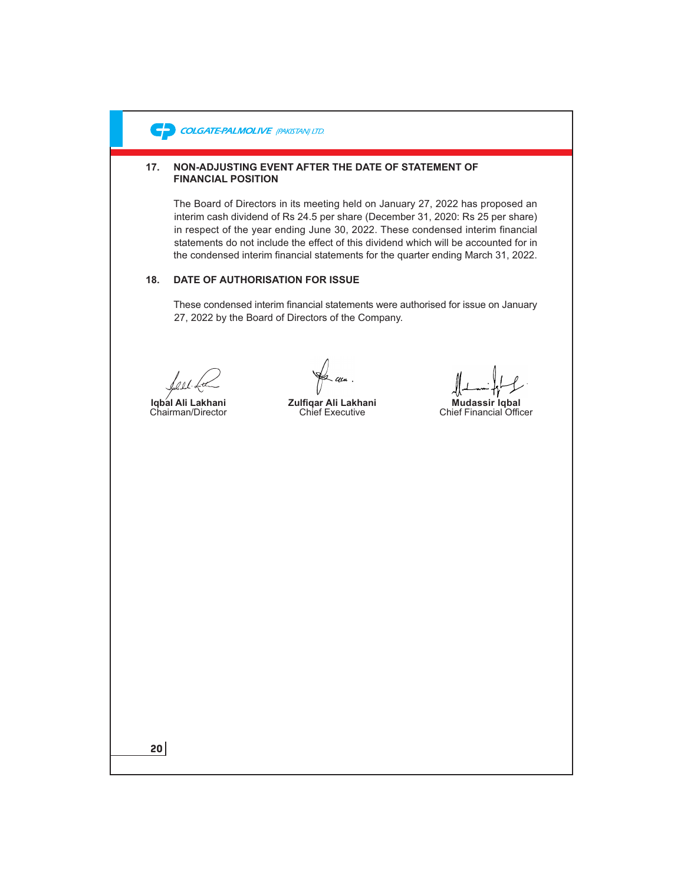## 17. NON-ADJUSTING EVENT AFTER THE DATE OF STATEMENT OF FINANCIAL POSITION

The Board of Directors in its meeting held on January 27, 2022 has proposed an interim cash dividend of Rs 24.5 per share (December 31, 2020: Rs 25 per share) in respect of the year ending June 30, 2022. These condensed interim financial statements do not include the effect of this dividend which will be accounted for in the condensed interim financial statements for the quarter ending March 31, 2022.

## 18. DATE OF AUTHORISATION FOR ISSUE

These condensed interim financial statements were authorised for issue on January 27, 2022 by the Board of Directors of the Company.

| **Iqbal Ali Lakhani** | **Zulfiqar Ali Lakhani** | **Mudassir Iqbal** |
|---|---|---|
| Chairman/Director | Chief Executive | Chief Financial Officer |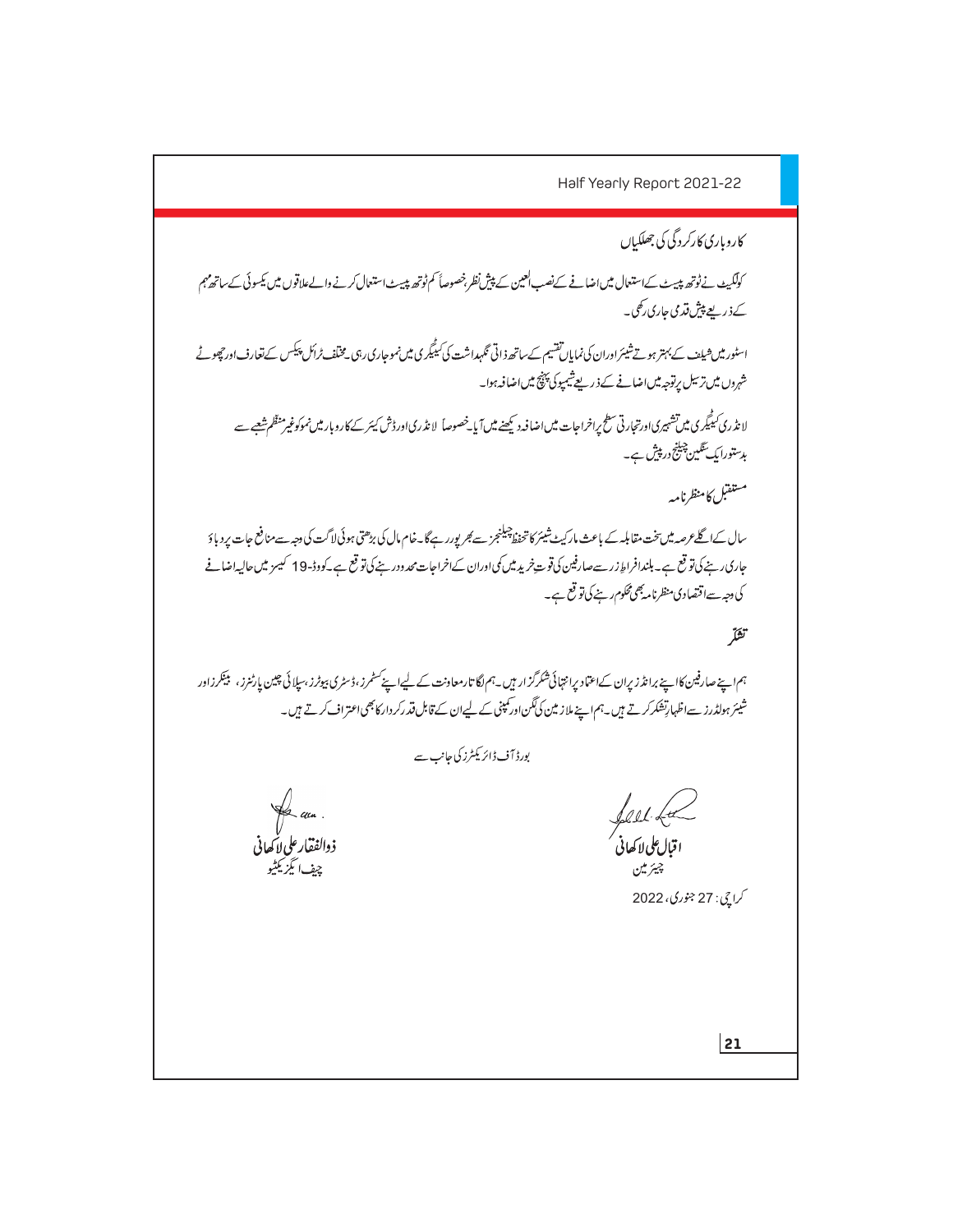## کاروباری کارکردگی کی جھلکیاں

کولگیٹ نے ٹوتھ پیسٹ کے استعمال میں اضافے کے نصب العین کے پیشِ نظر خصوصاً کم ٹوتھ پیسٹ استعمال کرنے والے علاقوں میں یکسوئی کے ساتھ مہم کے ذریعے پیش قدمی جاری رکھی۔

اسٹور میں شیلف کے بہتر ہوتے شیئر اور ان کی نمایاں تقسیم کے ساتھ ذاتی نگہداشت کی کیٹیگری میں نمو جاری رہی۔ مختلف ٹرائل پیکس کے تعارف اور چھوٹے شہروں میں ترسیل پر توجہ میں اضافے کے ذریعے شیمپو کی پہنچ میں اضافہ ہوا۔

لانڈری کیٹیگری میں تشہیری اور تجارتی سطح پر اخراجات میں اضافہ دیکھنے میں آیا۔ خصوصاً لانڈری اور ڈش کیئر کے کاروبار میں نمو کو غیر منظم شعبے سے بدستور ایک سنگین چیلنج درپیش ہے۔

## مستقبل کا منظر نامہ

سال کے اگلے عرصہ میں سخت مقابلہ کے باعث مارکیٹ شیئر کا تحفظ چیلنجز سے بھرپور رہے گا۔ خام مال کی بڑھتی ہوئی لاگت کی وجہ سے منافع جات پر دباؤ جاری رہنے کی توقع ہے۔ بلند افراطِ زر سے صارفین کی قوتِ خرید میں کمی اور ان کے اخراجات محدود رہنے کی توقع ہے۔ کووڈ-19 کیسز میں حالیہ اضافے کی وجہ سے اقتصادی منظر نامہ بھی محکوم رہنے کی توقع ہے۔

## تشکر

ہم اپنے صارفین کا اپنے برانڈز پر ان کے اعتماد پر انتہائی شکرگزار ہیں۔ ہم لگاتار معاونت کے لیے اپنے کسٹمرز، ڈسٹری بیوٹرز، سپلائی چین پارٹنرز، بینکرز اور شیئر ہولڈرز سے اظہارِ تشکر کرتے ہیں۔ ہم اپنے ملازمین کی لگن اور کمپنی کے لیے ان کے قابل قدر کردار کا بھی اعتراف کرتے ہیں۔

بورڈ آف ڈائریکٹرز کی جانب سے

اقبال علی لاکھانی
چیئرمین

ذوالفقار علی لاکھانی
چیف ایگزیکٹو

کراچی: 27 جنوری، 2022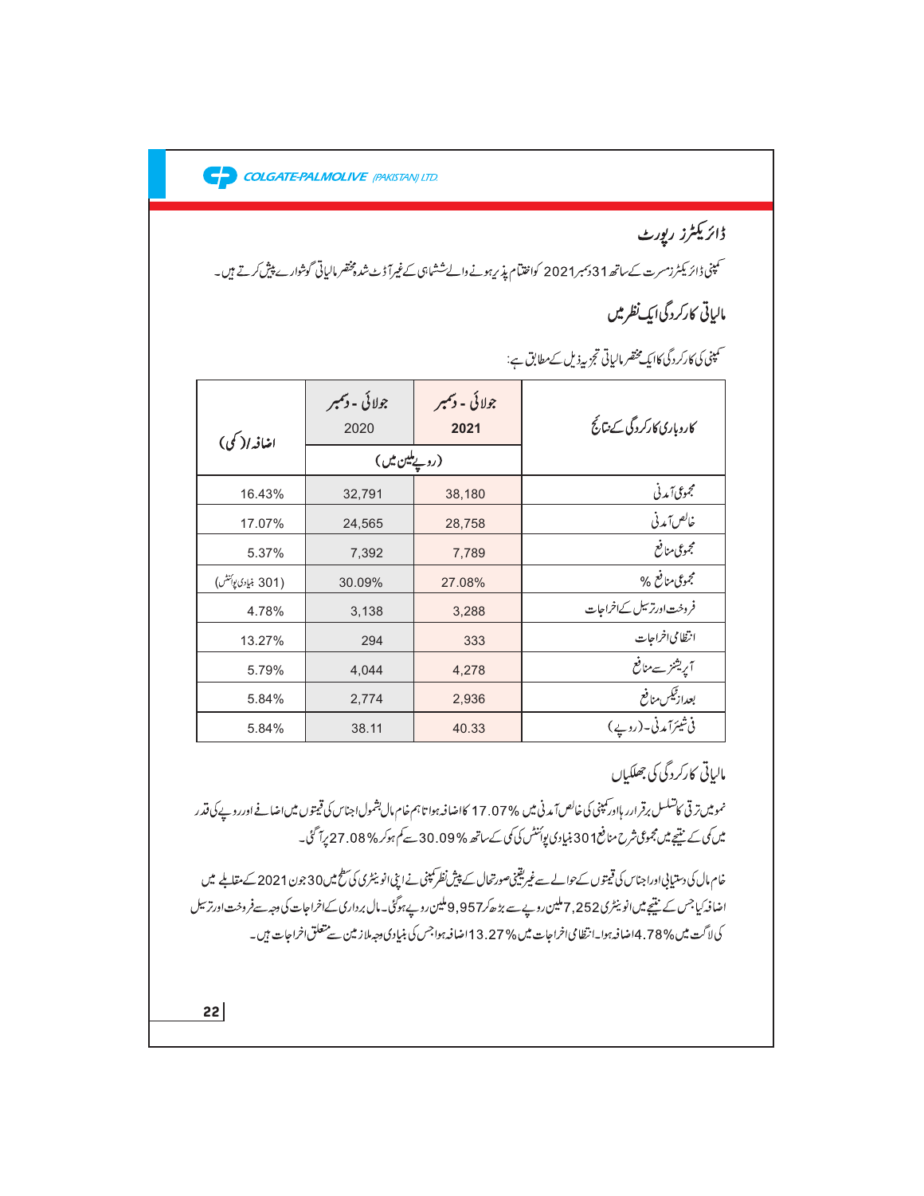## ڈائریکٹرز رپورٹ

کمپنی ڈائریکٹرز مسرت کے ساتھ 31دسمبر2021 کو اختتام پذیر ہونے والے ششماہی کے غیر آڈٹ شدہ مختصر مالیاتی گوشوارے پیش کرتے ہیں۔

## مالیاتی کارکردگی ایک نظر میں

کمپنی کی کارکردگی کا ایک مختصر مالیاتی تجزیہ ذیل کے مطابق ہے:

| کاروباری کارکردگی کے نتائج | جولائی - دسمبر 2021 | جولائی - دسمبر 2020 | اضافہ/(کمی) |
|---|---|---|---|
| | (روپے ملین میں) | | |
| مجموعی آمدنی | 38,180 | 32,791 | 16.43% |
| خالص آمدنی | 28,758 | 24,565 | 17.07% |
| مجموعی منافع | 7,789 | 7,392 | 5.37% |
| مجموعی منافع % | 27.08% | 30.09% | (301 بنیادی پوائنٹس) |
| فروخت اور ترسیل کے اخراجات | 3,288 | 3,138 | 4.78% |
| انتظامی اخراجات | 333 | 294 | 13.27% |
| آپریشنز سے منافع | 4,278 | 4,044 | 5.79% |
| بعد از ٹیکس منافع | 2,936 | 2,774 | 5.84% |
| فی شیئر آمدنی - (روپے) | 40.33 | 38.11 | 5.84% |

## مالیاتی کارکردگی کی جھلکیاں

نمو میں ترقی کا تسلسل برقرار رہا اور کمپنی کی خالص آمدنی میں 17.07% کا اضافہ ہوا تاہم خام مال بشمول اجناس کی قیمتوں میں اضافے اور روپے کی قدر میں کمی کے نتیجے میں مجموعی شرح منافع 301 بنیادی پوائنٹس کی کمی کے ساتھ 30.09% سے کم ہو کر 27.08% پر آ گئی۔

خام مال کی دستیابی اور اجناس کی قیمتوں کے حوالے سے غیر یقینی صورتحال کے پیش نظر کمپنی نے اپنی انوینٹری کی سطح میں 30 جون 2021 کے مقابلے میں اضافہ کیا جس کے نتیجے میں انوینٹری 7,252 ملین روپے سے بڑھ کر 9,957 ملین روپے ہو گئی۔ مال برداری کے اخراجات کی وجہ سے فروخت اور ترسیل کی لاگت میں 4.78% اضافہ ہوا۔ انتظامی اخراجات میں 13.27% اضافہ ہوا جس کی بنیادی وجہ ملازمین سے متعلق اخراجات ہیں۔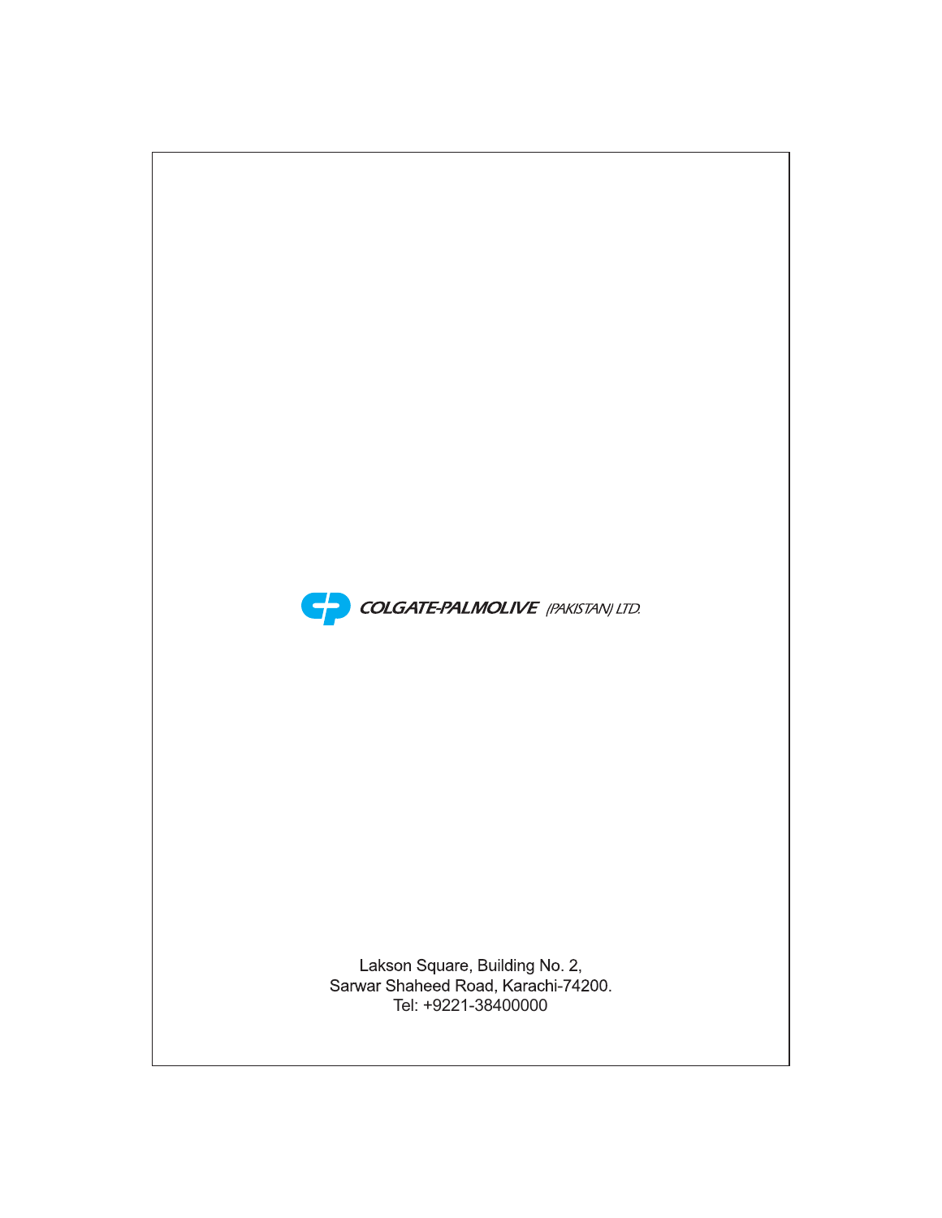COLGATE-PALMOLIVE (PAKISTAN) LTD.

Lakson Square, Building No. 2,
Sarwar Shaheed Road, Karachi-74200.
Tel: +9221-38400000